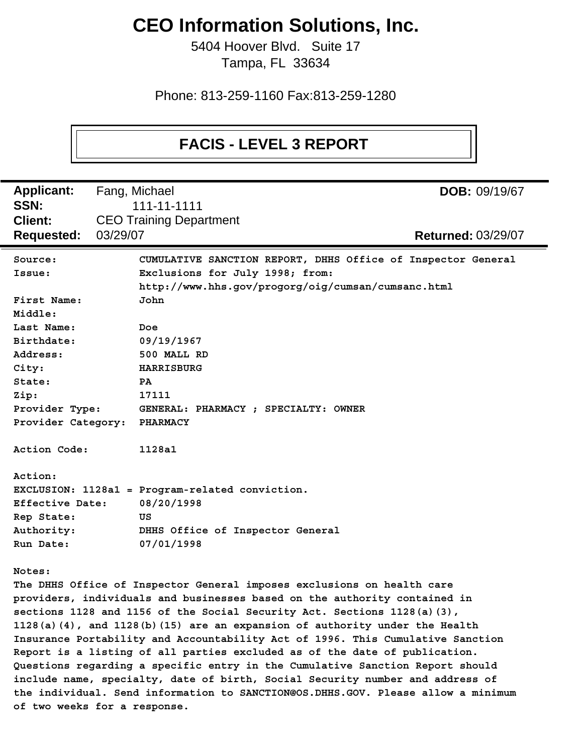# CEO Information Solutions, Inc.

5404 Hoover Blvd. Suite 17
Tampa, FL 33634

Phone: 813-259-1160 Fax:813-259-1280

## FACIS - LEVEL 3 REPORT

| | | | |
|---|---|---|---|
| **Applicant:** | Fang, Michael | **DOB:** | 09/19/67 |
| **SSN:** | 111-11-1111 | | |
| **Client:** | CEO Training Department | | |
| **Requested:** | 03/29/07 | **Returned:** | 03/29/07 |

**Source:** CUMULATIVE SANCTION REPORT, DHHS Office of Inspector General
**Issue:** Exclusions for July 1998; from: http://www.hhs.gov/progorg/oig/cumsan/cumsanc.html
**First Name:** John
**Middle:**
**Last Name:** Doe
**Birthdate:** 09/19/1967
**Address:** 500 MALL RD
**City:** HARRISBURG
**State:** PA
**Zip:** 17111
**Provider Type:** GENERAL: PHARMACY ; SPECIALTY: OWNER
**Provider Category:** PHARMACY

**Action Code:** 1128a1

**Action:**
**EXCLUSION: 1128a1 = Program-related conviction.**
**Effective Date:** 08/20/1998
**Rep State:** US
**Authority:** DHHS Office of Inspector General
**Run Date:** 07/01/1998

**Notes:**
The DHHS Office of Inspector General imposes exclusions on health care providers, individuals and businesses based on the authority contained in sections 1128 and 1156 of the Social Security Act. Sections 1128(a)(3), 1128(a)(4), and 1128(b)(15) are an expansion of authority under the Health Insurance Portability and Accountability Act of 1996. This Cumulative Sanction Report is a listing of all parties excluded as of the date of publication. Questions regarding a specific entry in the Cumulative Sanction Report should include name, specialty, date of birth, Social Security number and address of the individual. Send information to SANCTION@OS.DHHS.GOV. Please allow a minimum of two weeks for a response.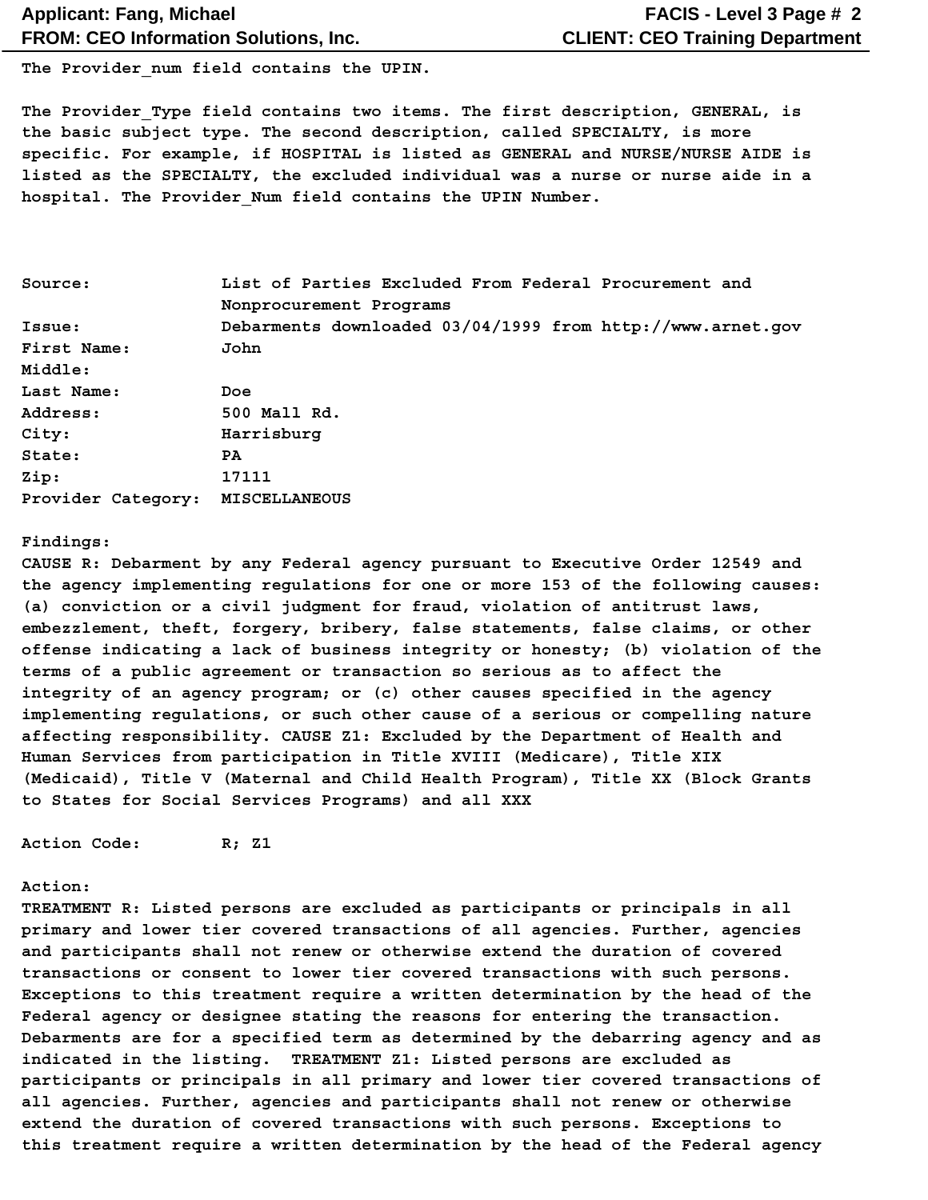The Provider_num field contains the UPIN.

The Provider_Type field contains two items. The first description, GENERAL, is the basic subject type. The second description, called SPECIALTY, is more specific. For example, if HOSPITAL is listed as GENERAL and NURSE/NURSE AIDE is listed as the SPECIALTY, the excluded individual was a nurse or nurse aide in a hospital. The Provider_Num field contains the UPIN Number.

| | |
|---|---|
| Source: | List of Parties Excluded From Federal Procurement and Nonprocurement Programs |
| Issue: | Debarments downloaded 03/04/1999 from http://www.arnet.gov |
| First Name: | John |
| Middle: | |
| Last Name: | Doe |
| Address: | 500 Mall Rd. |
| City: | Harrisburg |
| State: | PA |
| Zip: | 17111 |
| Provider Category: | MISCELLANEOUS |

Findings:
CAUSE R: Debarment by any Federal agency pursuant to Executive Order 12549 and the agency implementing regulations for one or more 153 of the following causes: (a) conviction or a civil judgment for fraud, violation of antitrust laws, embezzlement, theft, forgery, bribery, false statements, false claims, or other offense indicating a lack of business integrity or honesty; (b) violation of the terms of a public agreement or transaction so serious as to affect the integrity of an agency program; or (c) other causes specified in the agency implementing regulations, or such other cause of a serious or compelling nature affecting responsibility. CAUSE Z1: Excluded by the Department of Health and Human Services from participation in Title XVIII (Medicare), Title XIX (Medicaid), Title V (Maternal and Child Health Program), Title XX (Block Grants to States for Social Services Programs) and all XXX

Action Code: R; Z1

Action:
TREATMENT R: Listed persons are excluded as participants or principals in all primary and lower tier covered transactions of all agencies. Further, agencies and participants shall not renew or otherwise extend the duration of covered transactions or consent to lower tier covered transactions with such persons. Exceptions to this treatment require a written determination by the head of the Federal agency or designee stating the reasons for entering the transaction. Debarments are for a specified term as determined by the debarring agency and as indicated in the listing. TREATMENT Z1: Listed persons are excluded as participants or principals in all primary and lower tier covered transactions of all agencies. Further, agencies and participants shall not renew or otherwise extend the duration of covered transactions with such persons. Exceptions to this treatment require a written determination by the head of the Federal agency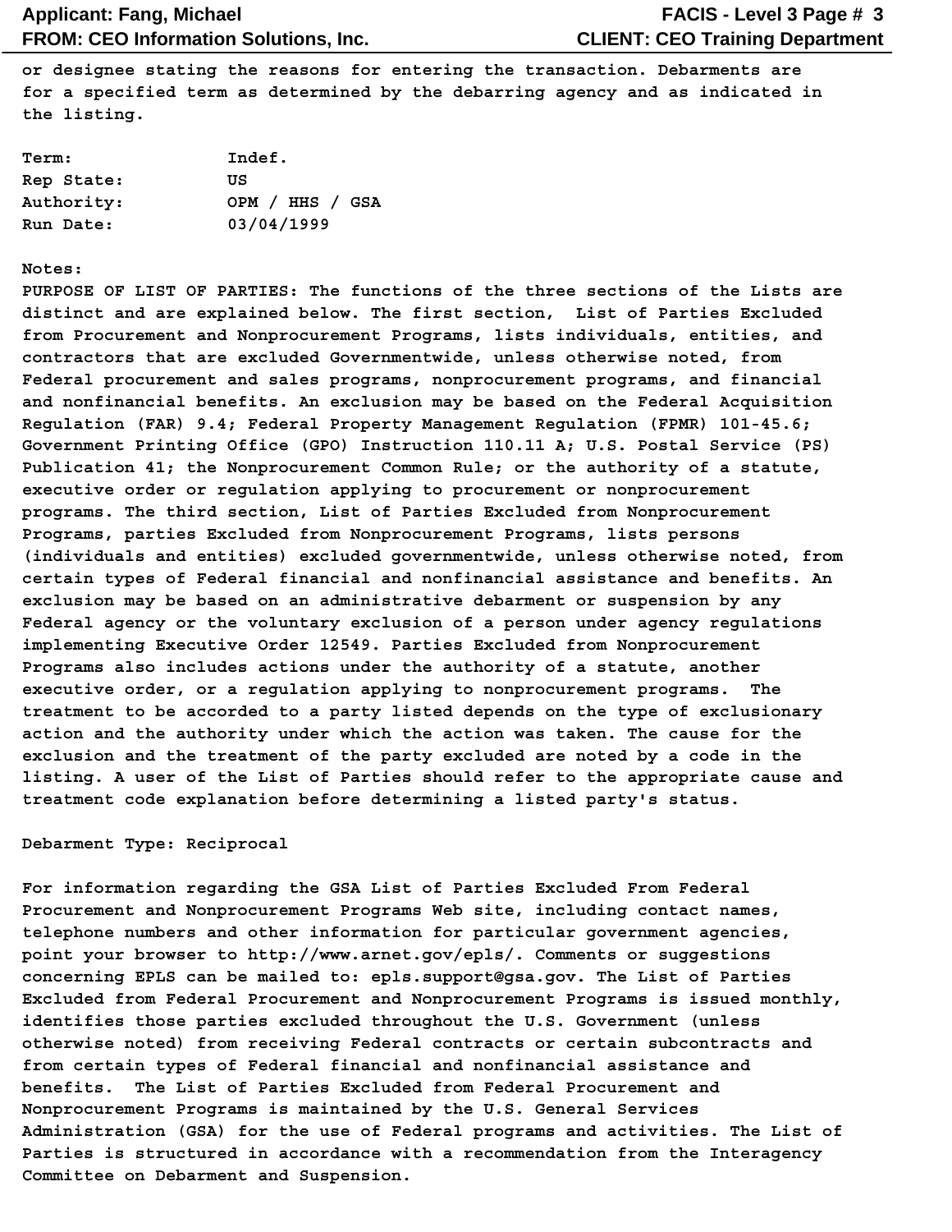or designee stating the reasons for entering the transaction. Debarments are for a specified term as determined by the debarring agency and as indicated in the listing.

| | |
|---|---|
| Term: | Indef. |
| Rep State: | US |
| Authority: | OPM / HHS / GSA |
| Run Date: | 03/04/1999 |

Notes:

PURPOSE OF LIST OF PARTIES: The functions of the three sections of the Lists are distinct and are explained below. The first section, List of Parties Excluded from Procurement and Nonprocurement Programs, lists individuals, entities, and contractors that are excluded Governmentwide, unless otherwise noted, from Federal procurement and sales programs, nonprocurement programs, and financial and nonfinancial benefits. An exclusion may be based on the Federal Acquisition Regulation (FAR) 9.4; Federal Property Management Regulation (FPMR) 101-45.6; Government Printing Office (GPO) Instruction 110.11 A; U.S. Postal Service (PS) Publication 41; the Nonprocurement Common Rule; or the authority of a statute, executive order or regulation applying to procurement or nonprocurement programs. The third section, List of Parties Excluded from Nonprocurement Programs, parties Excluded from Nonprocurement Programs, lists persons (individuals and entities) excluded governmentwide, unless otherwise noted, from certain types of Federal financial and nonfinancial assistance and benefits. An exclusion may be based on an administrative debarment or suspension by any Federal agency or the voluntary exclusion of a person under agency regulations implementing Executive Order 12549. Parties Excluded from Nonprocurement Programs also includes actions under the authority of a statute, another executive order, or a regulation applying to nonprocurement programs. The treatment to be accorded to a party listed depends on the type of exclusionary action and the authority under which the action was taken. The cause for the exclusion and the treatment of the party excluded are noted by a code in the listing. A user of the List of Parties should refer to the appropriate cause and treatment code explanation before determining a listed party's status.

Debarment Type: Reciprocal

For information regarding the GSA List of Parties Excluded From Federal Procurement and Nonprocurement Programs Web site, including contact names, telephone numbers and other information for particular government agencies, point your browser to http://www.arnet.gov/epls/. Comments or suggestions concerning EPLS can be mailed to: epls.support@gsa.gov. The List of Parties Excluded from Federal Procurement and Nonprocurement Programs is issued monthly, identifies those parties excluded throughout the U.S. Government (unless otherwise noted) from receiving Federal contracts or certain subcontracts and from certain types of Federal financial and nonfinancial assistance and benefits. The List of Parties Excluded from Federal Procurement and Nonprocurement Programs is maintained by the U.S. General Services Administration (GSA) for the use of Federal programs and activities. The List of Parties is structured in accordance with a recommendation from the Interagency Committee on Debarment and Suspension.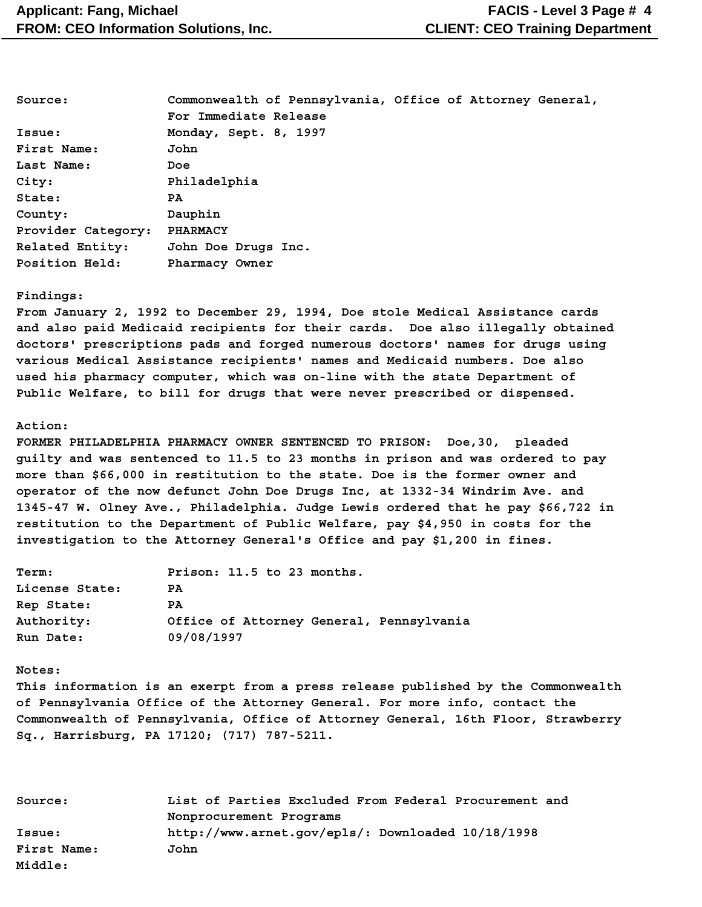| | |
|---|---|
| **Source:** | Commonwealth of Pennsylvania, Office of Attorney General, For Immediate Release |
| **Issue:** | Monday, Sept. 8, 1997 |
| **First Name:** | John |
| **Last Name:** | Doe |
| **City:** | Philadelphia |
| **State:** | PA |
| **County:** | Dauphin |
| **Provider Category:** | PHARMACY |
| **Related Entity:** | John Doe Drugs Inc. |
| **Position Held:** | Pharmacy Owner |

**Findings:**

From January 2, 1992 to December 29, 1994, Doe stole Medical Assistance cards and also paid Medicaid recipients for their cards. Doe also illegally obtained doctors' prescriptions pads and forged numerous doctors' names for drugs using various Medical Assistance recipients' names and Medicaid numbers. Doe also used his pharmacy computer, which was on-line with the state Department of Public Welfare, to bill for drugs that were never prescribed or dispensed.

**Action:**

FORMER PHILADELPHIA PHARMACY OWNER SENTENCED TO PRISON: Doe,30, pleaded guilty and was sentenced to 11.5 to 23 months in prison and was ordered to pay more than $66,000 in restitution to the state. Doe is the former owner and operator of the now defunct John Doe Drugs Inc, at 1332-34 Windrim Ave. and 1345-47 W. Olney Ave., Philadelphia. Judge Lewis ordered that he pay $66,722 in restitution to the Department of Public Welfare, pay $4,950 in costs for the investigation to the Attorney General's Office and pay $1,200 in fines.

| | |
|---|---|
| **Term:** | Prison: 11.5 to 23 months. |
| **License State:** | PA |
| **Rep State:** | PA |
| **Authority:** | Office of Attorney General, Pennsylvania |
| **Run Date:** | 09/08/1997 |

**Notes:**

This information is an exerpt from a press release published by the Commonwealth of Pennsylvania Office of the Attorney General. For more info, contact the Commonwealth of Pennsylvania, Office of Attorney General, 16th Floor, Strawberry Sq., Harrisburg, PA 17120; (717) 787-5211.

| | |
|---|---|
| **Source:** | List of Parties Excluded From Federal Procurement and Nonprocurement Programs |
| **Issue:** | http://www.arnet.gov/epls/: Downloaded 10/18/1998 |
| **First Name:** | John |
| **Middle:** | |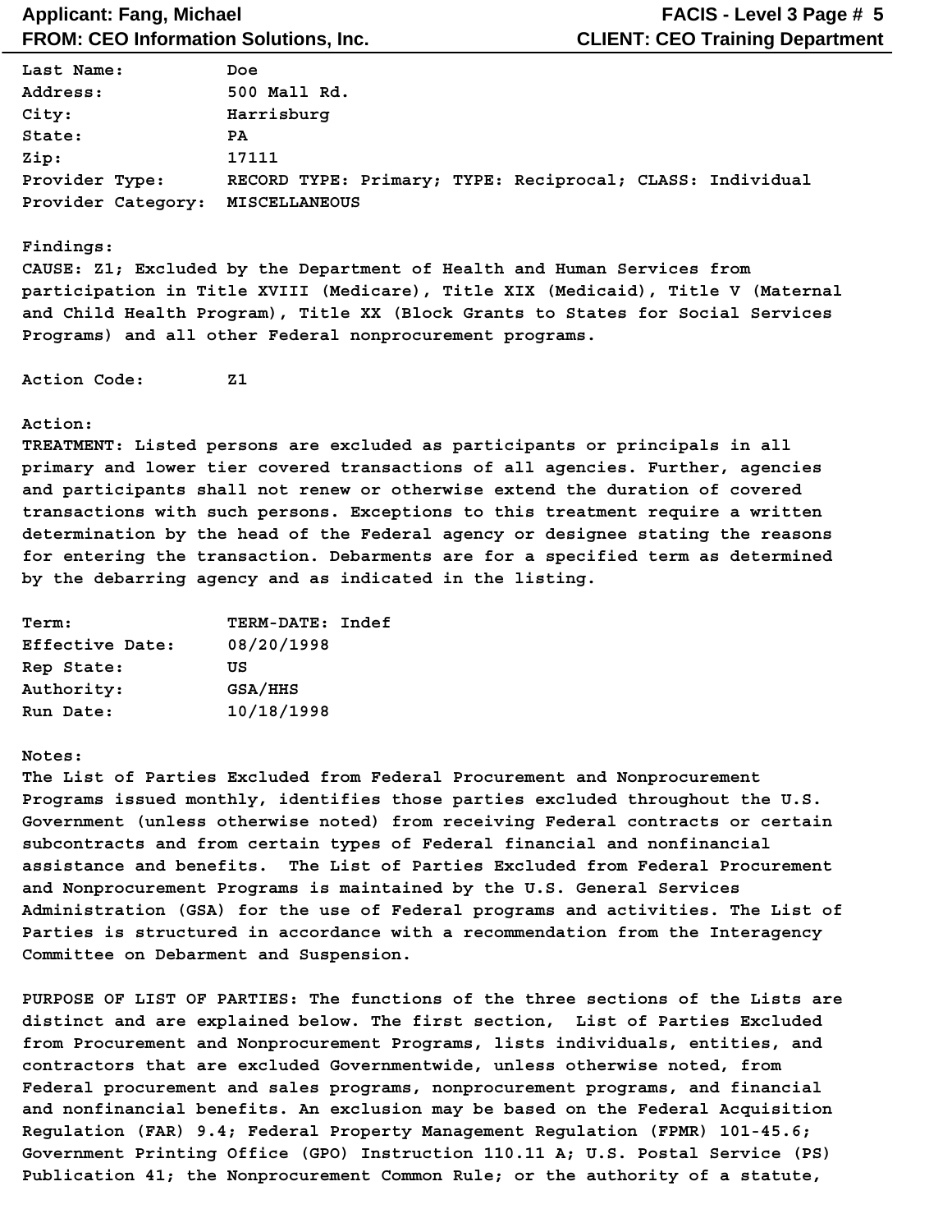Last Name: Doe
Address: 500 Mall Rd.
City: Harrisburg
State: PA
Zip: 17111
Provider Type: RECORD TYPE: Primary; TYPE: Reciprocal; CLASS: Individual
Provider Category: MISCELLANEOUS

Findings:
CAUSE: Z1; Excluded by the Department of Health and Human Services from participation in Title XVIII (Medicare), Title XIX (Medicaid), Title V (Maternal and Child Health Program), Title XX (Block Grants to States for Social Services Programs) and all other Federal nonprocurement programs.

Action Code: Z1

Action:
TREATMENT: Listed persons are excluded as participants or principals in all primary and lower tier covered transactions of all agencies. Further, agencies and participants shall not renew or otherwise extend the duration of covered transactions with such persons. Exceptions to this treatment require a written determination by the head of the Federal agency or designee stating the reasons for entering the transaction. Debarments are for a specified term as determined by the debarring agency and as indicated in the listing.

Term: TERM-DATE: Indef
Effective Date: 08/20/1998
Rep State: US
Authority: GSA/HHS
Run Date: 10/18/1998

Notes:
The List of Parties Excluded from Federal Procurement and Nonprocurement Programs issued monthly, identifies those parties excluded throughout the U.S. Government (unless otherwise noted) from receiving Federal contracts or certain subcontracts and from certain types of Federal financial and nonfinancial assistance and benefits. The List of Parties Excluded from Federal Procurement and Nonprocurement Programs is maintained by the U.S. General Services Administration (GSA) for the use of Federal programs and activities. The List of Parties is structured in accordance with a recommendation from the Interagency Committee on Debarment and Suspension.

PURPOSE OF LIST OF PARTIES: The functions of the three sections of the Lists are distinct and are explained below. The first section, List of Parties Excluded from Procurement and Nonprocurement Programs, lists individuals, entities, and contractors that are excluded Governmentwide, unless otherwise noted, from Federal procurement and sales programs, nonprocurement programs, and financial and nonfinancial benefits. An exclusion may be based on the Federal Acquisition Regulation (FAR) 9.4; Federal Property Management Regulation (FPMR) 101-45.6; Government Printing Office (GPO) Instruction 110.11 A; U.S. Postal Service (PS) Publication 41; the Nonprocurement Common Rule; or the authority of a statute,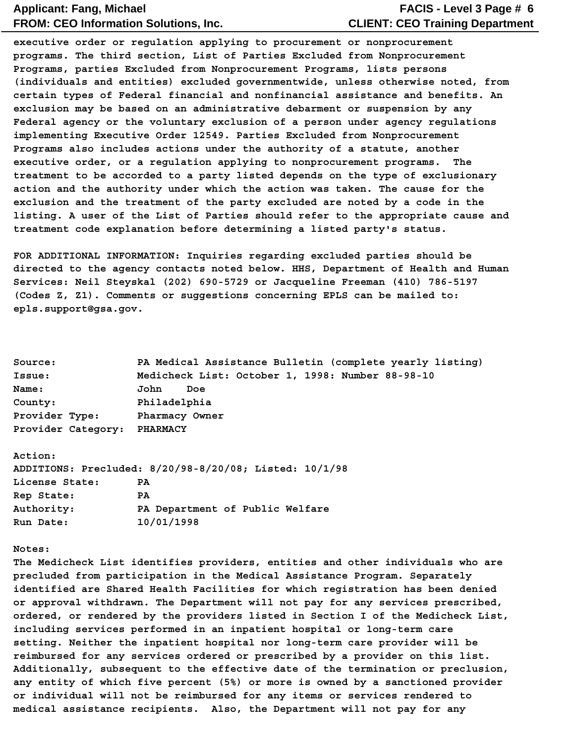executive order or regulation applying to procurement or nonprocurement programs. The third section, List of Parties Excluded from Nonprocurement Programs, parties Excluded from Nonprocurement Programs, lists persons (individuals and entities) excluded governmentwide, unless otherwise noted, from certain types of Federal financial and nonfinancial assistance and benefits. An exclusion may be based on an administrative debarment or suspension by any Federal agency or the voluntary exclusion of a person under agency regulations implementing Executive Order 12549. Parties Excluded from Nonprocurement Programs also includes actions under the authority of a statute, another executive order, or a regulation applying to nonprocurement programs. The treatment to be accorded to a party listed depends on the type of exclusionary action and the authority under which the action was taken. The cause for the exclusion and the treatment of the party excluded are noted by a code in the listing. A user of the List of Parties should refer to the appropriate cause and treatment code explanation before determining a listed party's status.

FOR ADDITIONAL INFORMATION: Inquiries regarding excluded parties should be directed to the agency contacts noted below. HHS, Department of Health and Human Services: Neil Steyskal (202) 690-5729 or Jacqueline Freeman (410) 786-5197 (Codes Z, Z1). Comments or suggestions concerning EPLS can be mailed to: epls.support@gsa.gov.

Source: PA Medical Assistance Bulletin (complete yearly listing)
Issue: Medicheck List: October 1, 1998: Number 88-98-10
Name: John Doe
County: Philadelphia
Provider Type: Pharmacy Owner
Provider Category: PHARMACY

Action:
ADDITIONS: Precluded: 8/20/98-8/20/08; Listed: 10/1/98
License State: PA
Rep State: PA
Authority: PA Department of Public Welfare
Run Date: 10/01/1998

Notes:
The Medicheck List identifies providers, entities and other individuals who are precluded from participation in the Medical Assistance Program. Separately identified are Shared Health Facilities for which registration has been denied or approval withdrawn. The Department will not pay for any services prescribed, ordered, or rendered by the providers listed in Section I of the Medicheck List, including services performed in an inpatient hospital or long-term care setting. Neither the inpatient hospital nor long-term care provider will be reimbursed for any services ordered or prescribed by a provider on this list. Additionally, subsequent to the effective date of the termination or preclusion, any entity of which five percent (5%) or more is owned by a sanctioned provider or individual will not be reimbursed for any items or services rendered to medical assistance recipients. Also, the Department will not pay for any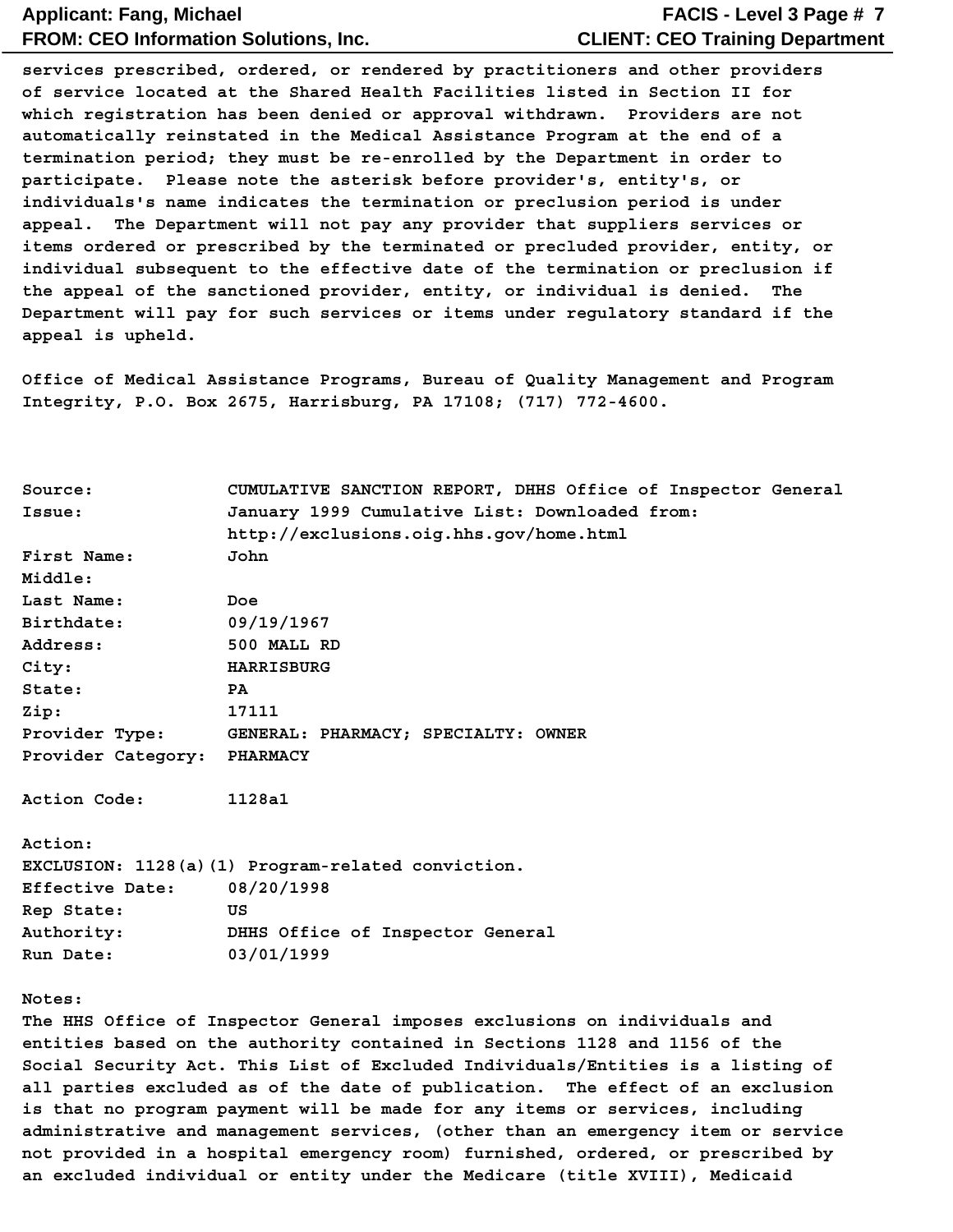services prescribed, ordered, or rendered by practitioners and other providers of service located at the Shared Health Facilities listed in Section II for which registration has been denied or approval withdrawn. Providers are not automatically reinstated in the Medical Assistance Program at the end of a termination period; they must be re-enrolled by the Department in order to participate. Please note the asterisk before provider's, entity's, or individuals's name indicates the termination or preclusion period is under appeal. The Department will not pay any provider that suppliers services or items ordered or prescribed by the terminated or precluded provider, entity, or individual subsequent to the effective date of the termination or preclusion if the appeal of the sanctioned provider, entity, or individual is denied. The Department will pay for such services or items under regulatory standard if the appeal is upheld.

Office of Medical Assistance Programs, Bureau of Quality Management and Program Integrity, P.O. Box 2675, Harrisburg, PA 17108; (717) 772-4600.

Source: CUMULATIVE SANCTION REPORT, DHHS Office of Inspector General
Issue: January 1999 Cumulative List: Downloaded from: http://exclusions.oig.hhs.gov/home.html
First Name: John
Middle:
Last Name: Doe
Birthdate: 09/19/1967
Address: 500 MALL RD
City: HARRISBURG
State: PA
Zip: 17111
Provider Type: GENERAL: PHARMACY; SPECIALTY: OWNER
Provider Category: PHARMACY

Action Code: 1128a1

Action:
EXCLUSION: 1128(a)(1) Program-related conviction.
Effective Date: 08/20/1998
Rep State: US
Authority: DHHS Office of Inspector General
Run Date: 03/01/1999

Notes:
The HHS Office of Inspector General imposes exclusions on individuals and entities based on the authority contained in Sections 1128 and 1156 of the Social Security Act. This List of Excluded Individuals/Entities is a listing of all parties excluded as of the date of publication. The effect of an exclusion is that no program payment will be made for any items or services, including administrative and management services, (other than an emergency item or service not provided in a hospital emergency room) furnished, ordered, or prescribed by an excluded individual or entity under the Medicare (title XVIII), Medicaid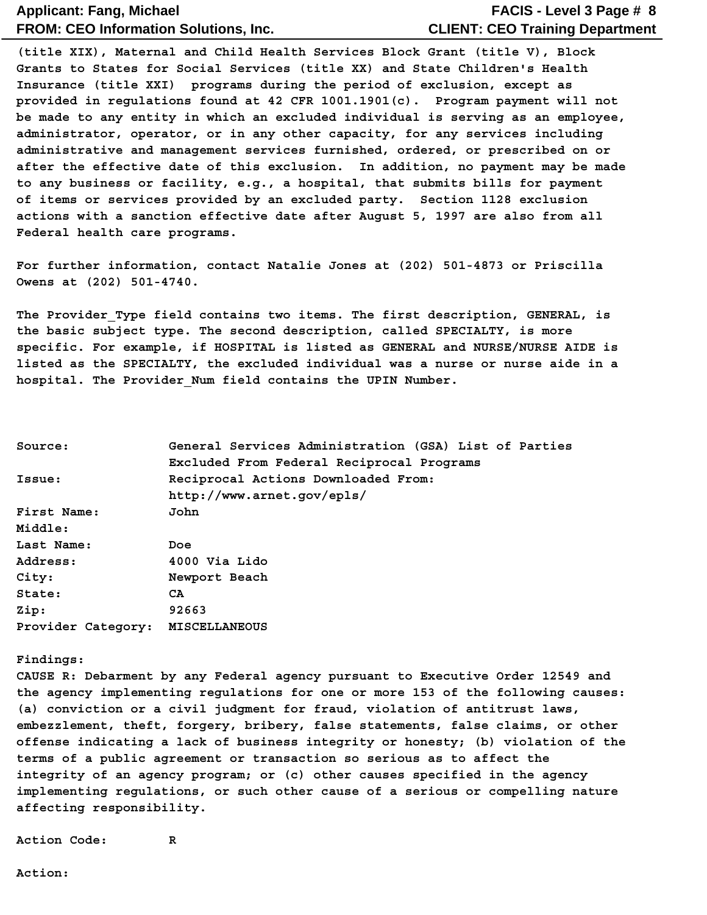(title XIX), Maternal and Child Health Services Block Grant (title V), Block Grants to States for Social Services (title XX) and State Children's Health Insurance (title XXI) programs during the period of exclusion, except as provided in regulations found at 42 CFR 1001.1901(c). Program payment will not be made to any entity in which an excluded individual is serving as an employee, administrator, operator, or in any other capacity, for any services including administrative and management services furnished, ordered, or prescribed on or after the effective date of this exclusion. In addition, no payment may be made to any business or facility, e.g., a hospital, that submits bills for payment of items or services provided by an excluded party. Section 1128 exclusion actions with a sanction effective date after August 5, 1997 are also from all Federal health care programs.

For further information, contact Natalie Jones at (202) 501-4873 or Priscilla Owens at (202) 501-4740.

The Provider_Type field contains two items. The first description, GENERAL, is the basic subject type. The second description, called SPECIALTY, is more specific. For example, if HOSPITAL is listed as GENERAL and NURSE/NURSE AIDE is listed as the SPECIALTY, the excluded individual was a nurse or nurse aide in a hospital. The Provider_Num field contains the UPIN Number.

| | |
|---|---|
| Source: | General Services Administration (GSA) List of Parties Excluded From Federal Reciprocal Programs |
| Issue: | Reciprocal Actions Downloaded From: http://www.arnet.gov/epls/ |
| First Name: | John |
| Middle: | |
| Last Name: | Doe |
| Address: | 4000 Via Lido |
| City: | Newport Beach |
| State: | CA |
| Zip: | 92663 |
| Provider Category: | MISCELLANEOUS |

Findings:
CAUSE R: Debarment by any Federal agency pursuant to Executive Order 12549 and the agency implementing regulations for one or more 153 of the following causes: (a) conviction or a civil judgment for fraud, violation of antitrust laws, embezzlement, theft, forgery, bribery, false statements, false claims, or other offense indicating a lack of business integrity or honesty; (b) violation of the terms of a public agreement or transaction so serious as to affect the integrity of an agency program; or (c) other causes specified in the agency implementing regulations, or such other cause of a serious or compelling nature affecting responsibility.

Action Code: R

Action: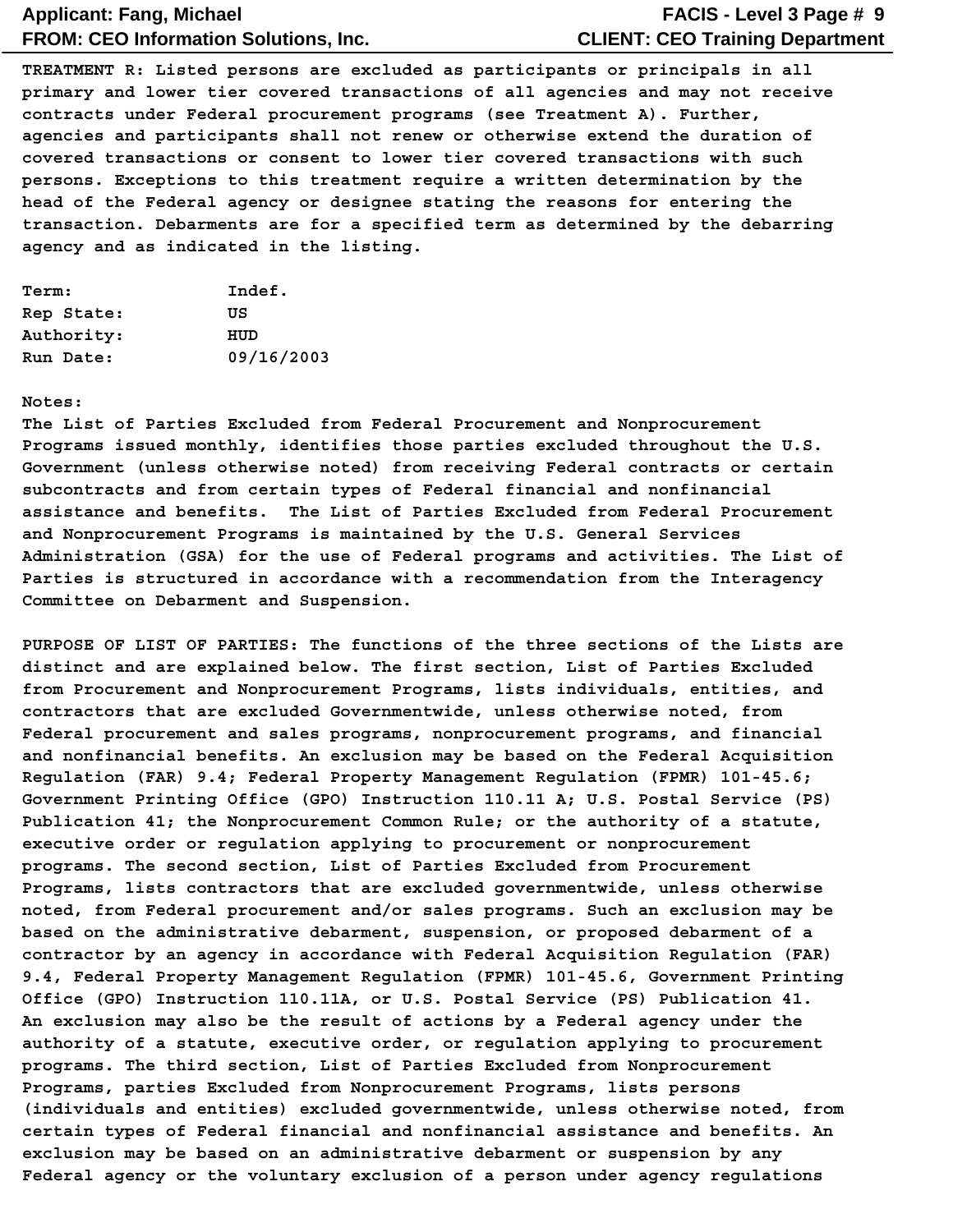**TREATMENT R:** Listed persons are excluded as participants or principals in all primary and lower tier covered transactions of all agencies and may not receive contracts under Federal procurement programs (see Treatment A). Further, agencies and participants shall not renew or otherwise extend the duration of covered transactions or consent to lower tier covered transactions with such persons. Exceptions to this treatment require a written determination by the head of the Federal agency or designee stating the reasons for entering the transaction. Debarments are for a specified term as determined by the debarring agency and as indicated in the listing.

| | |
|---|---|
| Term: | Indef. |
| Rep State: | US |
| Authority: | HUD |
| Run Date: | 09/16/2003 |

Notes:

The List of Parties Excluded from Federal Procurement and Nonprocurement Programs issued monthly, identifies those parties excluded throughout the U.S. Government (unless otherwise noted) from receiving Federal contracts or certain subcontracts and from certain types of Federal financial and nonfinancial assistance and benefits. The List of Parties Excluded from Federal Procurement and Nonprocurement Programs is maintained by the U.S. General Services Administration (GSA) for the use of Federal programs and activities. The List of Parties is structured in accordance with a recommendation from the Interagency Committee on Debarment and Suspension.

**PURPOSE OF LIST OF PARTIES:** The functions of the three sections of the Lists are distinct and are explained below. The first section, List of Parties Excluded from Procurement and Nonprocurement Programs, lists individuals, entities, and contractors that are excluded Governmentwide, unless otherwise noted, from Federal procurement and sales programs, nonprocurement programs, and financial and nonfinancial benefits. An exclusion may be based on the Federal Acquisition Regulation (FAR) 9.4; Federal Property Management Regulation (FPMR) 101-45.6; Government Printing Office (GPO) Instruction 110.11 A; U.S. Postal Service (PS) Publication 41; the Nonprocurement Common Rule; or the authority of a statute, executive order or regulation applying to procurement or nonprocurement programs. The second section, List of Parties Excluded from Procurement Programs, lists contractors that are excluded governmentwide, unless otherwise noted, from Federal procurement and/or sales programs. Such an exclusion may be based on the administrative debarment, suspension, or proposed debarment of a contractor by an agency in accordance with Federal Acquisition Regulation (FAR) 9.4, Federal Property Management Regulation (FPMR) 101-45.6, Government Printing Office (GPO) Instruction 110.11A, or U.S. Postal Service (PS) Publication 41. An exclusion may also be the result of actions by a Federal agency under the authority of a statute, executive order, or regulation applying to procurement programs. The third section, List of Parties Excluded from Nonprocurement Programs, parties Excluded from Nonprocurement Programs, lists persons (individuals and entities) excluded governmentwide, unless otherwise noted, from certain types of Federal financial and nonfinancial assistance and benefits. An exclusion may be based on an administrative debarment or suspension by any Federal agency or the voluntary exclusion of a person under agency regulations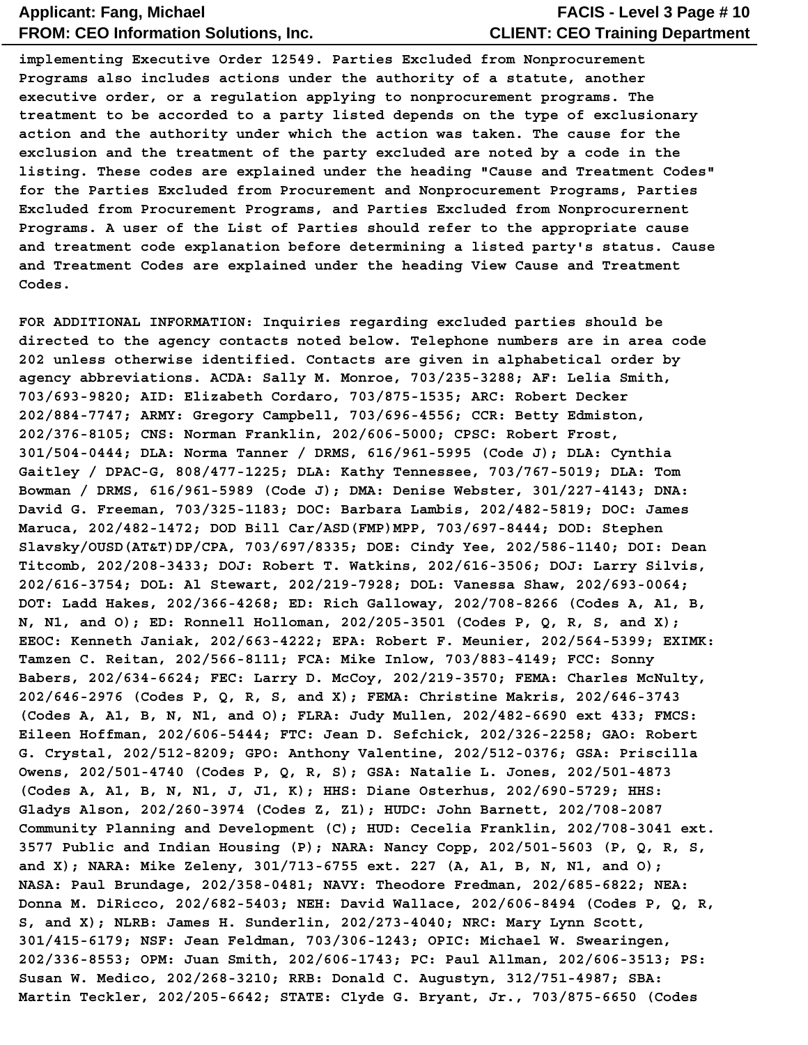implementing Executive Order 12549. Parties Excluded from Nonprocurement Programs also includes actions under the authority of a statute, another executive order, or a regulation applying to nonprocurement programs. The treatment to be accorded to a party listed depends on the type of exclusionary action and the authority under which the action was taken. The cause for the exclusion and the treatment of the party excluded are noted by a code in the listing. These codes are explained under the heading "Cause and Treatment Codes" for the Parties Excluded from Procurement and Nonprocurement Programs, Parties Excluded from Procurement Programs, and Parties Excluded from Nonprocurernent Programs. A user of the List of Parties should refer to the appropriate cause and treatment code explanation before determining a listed party's status. Cause and Treatment Codes are explained under the heading View Cause and Treatment Codes.

FOR ADDITIONAL INFORMATION: Inquiries regarding excluded parties should be directed to the agency contacts noted below. Telephone numbers are in area code 202 unless otherwise identified. Contacts are given in alphabetical order by agency abbreviations. ACDA: Sally M. Monroe, 703/235-3288; AF: Lelia Smith, 703/693-9820; AID: Elizabeth Cordaro, 703/875-1535; ARC: Robert Decker 202/884-7747; ARMY: Gregory Campbell, 703/696-4556; CCR: Betty Edmiston, 202/376-8105; CNS: Norman Franklin, 202/606-5000; CPSC: Robert Frost, 301/504-0444; DLA: Norma Tanner / DRMS, 616/961-5995 (Code J); DLA: Cynthia Gaitley / DPAC-G, 808/477-1225; DLA: Kathy Tennessee, 703/767-5019; DLA: Tom Bowman / DRMS, 616/961-5989 (Code J); DMA: Denise Webster, 301/227-4143; DNA: David G. Freeman, 703/325-1183; DOC: Barbara Lambis, 202/482-5819; DOC: James Maruca, 202/482-1472; DOD Bill Car/ASD(FMP)MPP, 703/697-8444; DOD: Stephen Slavsky/OUSD(AT&T)DP/CPA, 703/697/8335; DOE: Cindy Yee, 202/586-1140; DOI: Dean Titcomb, 202/208-3433; DOJ: Robert T. Watkins, 202/616-3506; DOJ: Larry Silvis, 202/616-3754; DOL: Al Stewart, 202/219-7928; DOL: Vanessa Shaw, 202/693-0064; DOT: Ladd Hakes, 202/366-4268; ED: Rich Galloway, 202/708-8266 (Codes A, A1, B, N, N1, and O); ED: Ronnell Holloman, 202/205-3501 (Codes P, Q, R, S, and X); EEOC: Kenneth Janiak, 202/663-4222; EPA: Robert F. Meunier, 202/564-5399; EXIMK: Tamzen C. Reitan, 202/566-8111; FCA: Mike Inlow, 703/883-4149; FCC: Sonny Babers, 202/634-6624; FEC: Larry D. McCoy, 202/219-3570; FEMA: Charles McNulty, 202/646-2976 (Codes P, Q, R, S, and X); FEMA: Christine Makris, 202/646-3743 (Codes A, A1, B, N, N1, and O); FLRA: Judy Mullen, 202/482-6690 ext 433; FMCS: Eileen Hoffman, 202/606-5444; FTC: Jean D. Sefchick, 202/326-2258; GAO: Robert G. Crystal, 202/512-8209; GPO: Anthony Valentine, 202/512-0376; GSA: Priscilla Owens, 202/501-4740 (Codes P, Q, R, S); GSA: Natalie L. Jones, 202/501-4873 (Codes A, A1, B, N, N1, J, J1, K); HHS: Diane Osterhus, 202/690-5729; HHS: Gladys Alson, 202/260-3974 (Codes Z, Z1); HUDC: John Barnett, 202/708-2087 Community Planning and Development (C); HUD: Cecelia Franklin, 202/708-3041 ext. 3577 Public and Indian Housing (P); NARA: Nancy Copp, 202/501-5603 (P, Q, R, S, and X); NARA: Mike Zeleny, 301/713-6755 ext. 227 (A, A1, B, N, N1, and O); NASA: Paul Brundage, 202/358-0481; NAVY: Theodore Fredman, 202/685-6822; NEA: Donna M. DiRicco, 202/682-5403; NEH: David Wallace, 202/606-8494 (Codes P, Q, R, S, and X); NLRB: James H. Sunderlin, 202/273-4040; NRC: Mary Lynn Scott, 301/415-6179; NSF: Jean Feldman, 703/306-1243; OPIC: Michael W. Swearingen, 202/336-8553; OPM: Juan Smith, 202/606-1743; PC: Paul Allman, 202/606-3513; PS: Susan W. Medico, 202/268-3210; RRB: Donald C. Augustyn, 312/751-4987; SBA: Martin Teckler, 202/205-6642; STATE: Clyde G. Bryant, Jr., 703/875-6650 (Codes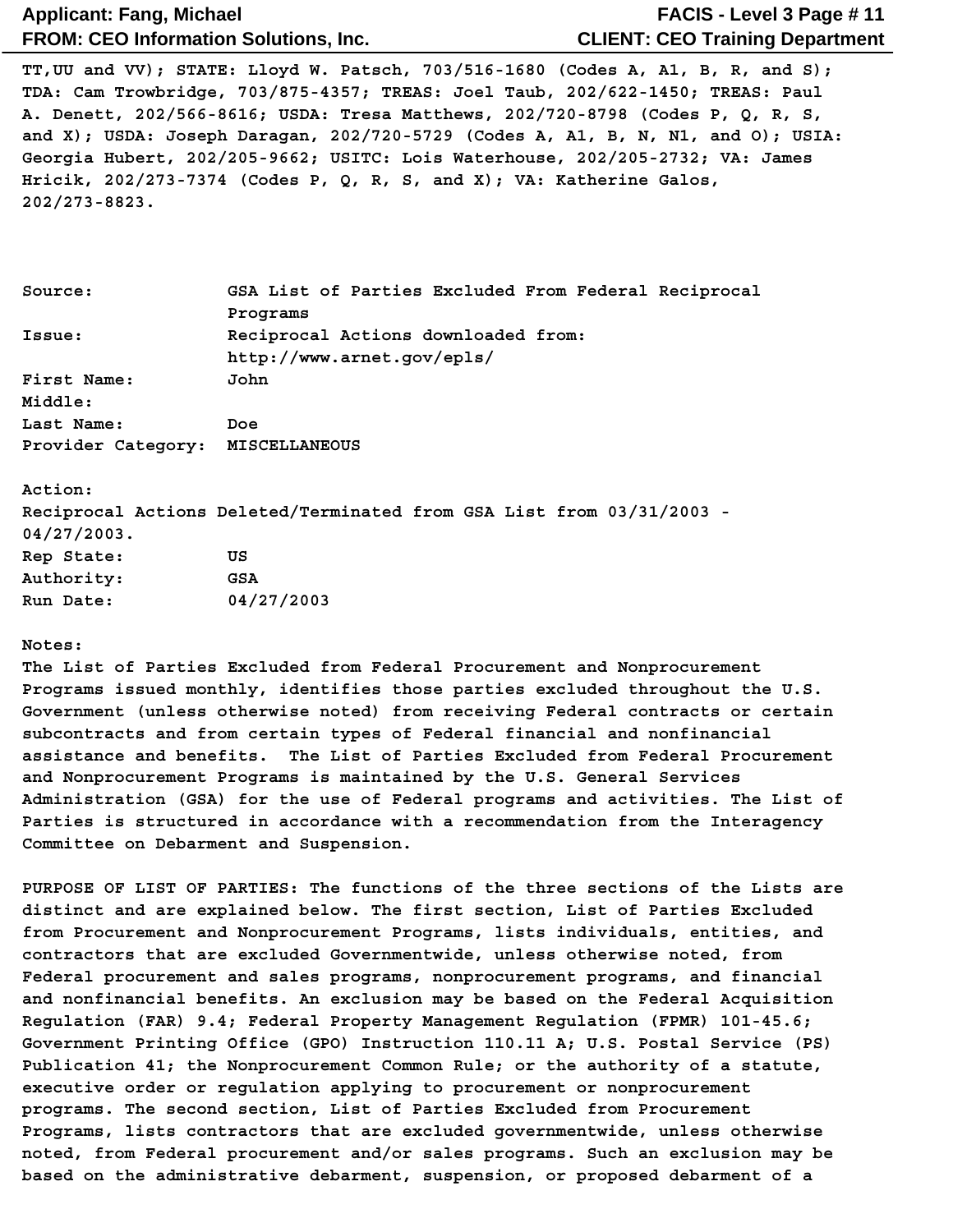TT,UU and VV); STATE: Lloyd W. Patsch, 703/516-1680 (Codes A, A1, B, R, and S); TDA: Cam Trowbridge, 703/875-4357; TREAS: Joel Taub, 202/622-1450; TREAS: Paul A. Denett, 202/566-8616; USDA: Tresa Matthews, 202/720-8798 (Codes P, Q, R, S, and X); USDA: Joseph Daragan, 202/720-5729 (Codes A, A1, B, N, N1, and O); USIA: Georgia Hubert, 202/205-9662; USITC: Lois Waterhouse, 202/205-2732; VA: James Hricik, 202/273-7374 (Codes P, Q, R, S, and X); VA: Katherine Galos, 202/273-8823.

Source: GSA List of Parties Excluded From Federal Reciprocal Programs
Issue: Reciprocal Actions downloaded from: http://www.arnet.gov/epls/
First Name: John
Middle:
Last Name: Doe
Provider Category: MISCELLANEOUS

Action:
Reciprocal Actions Deleted/Terminated from GSA List from 03/31/2003 - 04/27/2003.
Rep State: US
Authority: GSA
Run Date: 04/27/2003

Notes:
The List of Parties Excluded from Federal Procurement and Nonprocurement Programs issued monthly, identifies those parties excluded throughout the U.S. Government (unless otherwise noted) from receiving Federal contracts or certain subcontracts and from certain types of Federal financial and nonfinancial assistance and benefits. The List of Parties Excluded from Federal Procurement and Nonprocurement Programs is maintained by the U.S. General Services Administration (GSA) for the use of Federal programs and activities. The List of Parties is structured in accordance with a recommendation from the Interagency Committee on Debarment and Suspension.

PURPOSE OF LIST OF PARTIES: The functions of the three sections of the Lists are distinct and are explained below. The first section, List of Parties Excluded from Procurement and Nonprocurement Programs, lists individuals, entities, and contractors that are excluded Governmentwide, unless otherwise noted, from Federal procurement and sales programs, nonprocurement programs, and financial and nonfinancial benefits. An exclusion may be based on the Federal Acquisition Regulation (FAR) 9.4; Federal Property Management Regulation (FPMR) 101-45.6; Government Printing Office (GPO) Instruction 110.11 A; U.S. Postal Service (PS) Publication 41; the Nonprocurement Common Rule; or the authority of a statute, executive order or regulation applying to procurement or nonprocurement programs. The second section, List of Parties Excluded from Procurement Programs, lists contractors that are excluded governmentwide, unless otherwise noted, from Federal procurement and/or sales programs. Such an exclusion may be based on the administrative debarment, suspension, or proposed debarment of a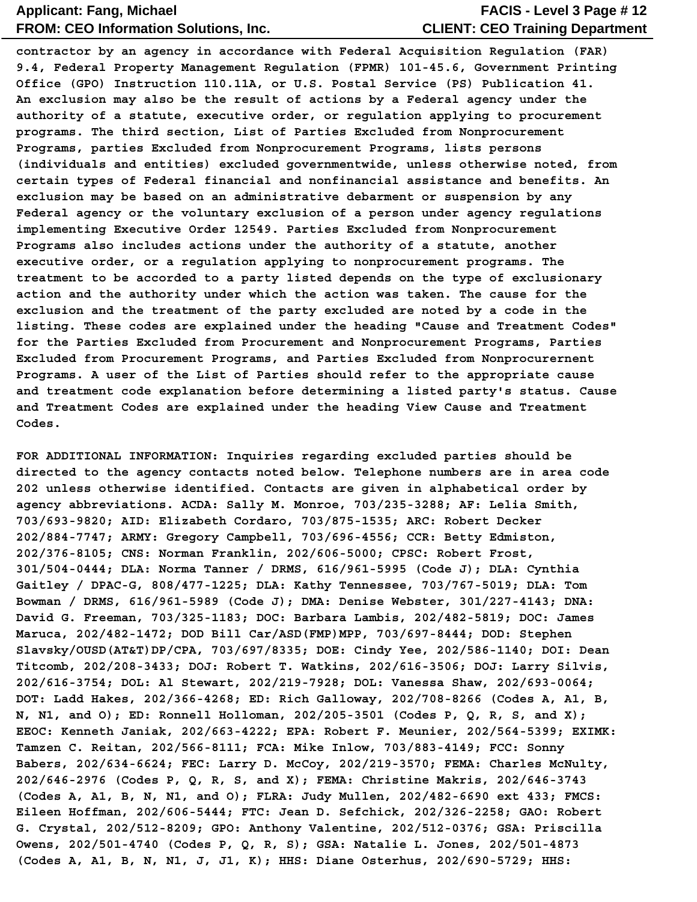contractor by an agency in accordance with Federal Acquisition Regulation (FAR) 9.4, Federal Property Management Regulation (FPMR) 101-45.6, Government Printing Office (GPO) Instruction 110.11A, or U.S. Postal Service (PS) Publication 41. An exclusion may also be the result of actions by a Federal agency under the authority of a statute, executive order, or regulation applying to procurement programs. The third section, List of Parties Excluded from Nonprocurement Programs, parties Excluded from Nonprocurement Programs, lists persons (individuals and entities) excluded governmentwide, unless otherwise noted, from certain types of Federal financial and nonfinancial assistance and benefits. An exclusion may be based on an administrative debarment or suspension by any Federal agency or the voluntary exclusion of a person under agency regulations implementing Executive Order 12549. Parties Excluded from Nonprocurement Programs also includes actions under the authority of a statute, another executive order, or a regulation applying to nonprocurement programs. The treatment to be accorded to a party listed depends on the type of exclusionary action and the authority under which the action was taken. The cause for the exclusion and the treatment of the party excluded are noted by a code in the listing. These codes are explained under the heading "Cause and Treatment Codes" for the Parties Excluded from Procurement and Nonprocurement Programs, Parties Excluded from Procurement Programs, and Parties Excluded from Nonprocurernent Programs. A user of the List of Parties should refer to the appropriate cause and treatment code explanation before determining a listed party's status. Cause and Treatment Codes are explained under the heading View Cause and Treatment Codes.

FOR ADDITIONAL INFORMATION: Inquiries regarding excluded parties should be directed to the agency contacts noted below. Telephone numbers are in area code 202 unless otherwise identified. Contacts are given in alphabetical order by agency abbreviations. ACDA: Sally M. Monroe, 703/235-3288; AF: Lelia Smith, 703/693-9820; AID: Elizabeth Cordaro, 703/875-1535; ARC: Robert Decker 202/884-7747; ARMY: Gregory Campbell, 703/696-4556; CCR: Betty Edmiston, 202/376-8105; CNS: Norman Franklin, 202/606-5000; CPSC: Robert Frost, 301/504-0444; DLA: Norma Tanner / DRMS, 616/961-5995 (Code J); DLA: Cynthia Gaitley / DPAC-G, 808/477-1225; DLA: Kathy Tennessee, 703/767-5019; DLA: Tom Bowman / DRMS, 616/961-5989 (Code J); DMA: Denise Webster, 301/227-4143; DNA: David G. Freeman, 703/325-1183; DOC: Barbara Lambis, 202/482-5819; DOC: James Maruca, 202/482-1472; DOD Bill Car/ASD(FMP)MPP, 703/697-8444; DOD: Stephen Slavsky/OUSD(AT&T)DP/CPA, 703/697/8335; DOE: Cindy Yee, 202/586-1140; DOI: Dean Titcomb, 202/208-3433; DOJ: Robert T. Watkins, 202/616-3506; DOJ: Larry Silvis, 202/616-3754; DOL: Al Stewart, 202/219-7928; DOL: Vanessa Shaw, 202/693-0064; DOT: Ladd Hakes, 202/366-4268; ED: Rich Galloway, 202/708-8266 (Codes A, A1, B, N, N1, and O); ED: Ronnell Holloman, 202/205-3501 (Codes P, Q, R, S, and X); EEOC: Kenneth Janiak, 202/663-4222; EPA: Robert F. Meunier, 202/564-5399; EXIMK: Tamzen C. Reitan, 202/566-8111; FCA: Mike Inlow, 703/883-4149; FCC: Sonny Babers, 202/634-6624; FEC: Larry D. McCoy, 202/219-3570; FEMA: Charles McNulty, 202/646-2976 (Codes P, Q, R, S, and X); FEMA: Christine Makris, 202/646-3743 (Codes A, A1, B, N, N1, and O); FLRA: Judy Mullen, 202/482-6690 ext 433; FMCS: Eileen Hoffman, 202/606-5444; FTC: Jean D. Sefchick, 202/326-2258; GAO: Robert G. Crystal, 202/512-8209; GPO: Anthony Valentine, 202/512-0376; GSA: Priscilla Owens, 202/501-4740 (Codes P, Q, R, S); GSA: Natalie L. Jones, 202/501-4873 (Codes A, A1, B, N, N1, J, J1, K); HHS: Diane Osterhus, 202/690-5729; HHS: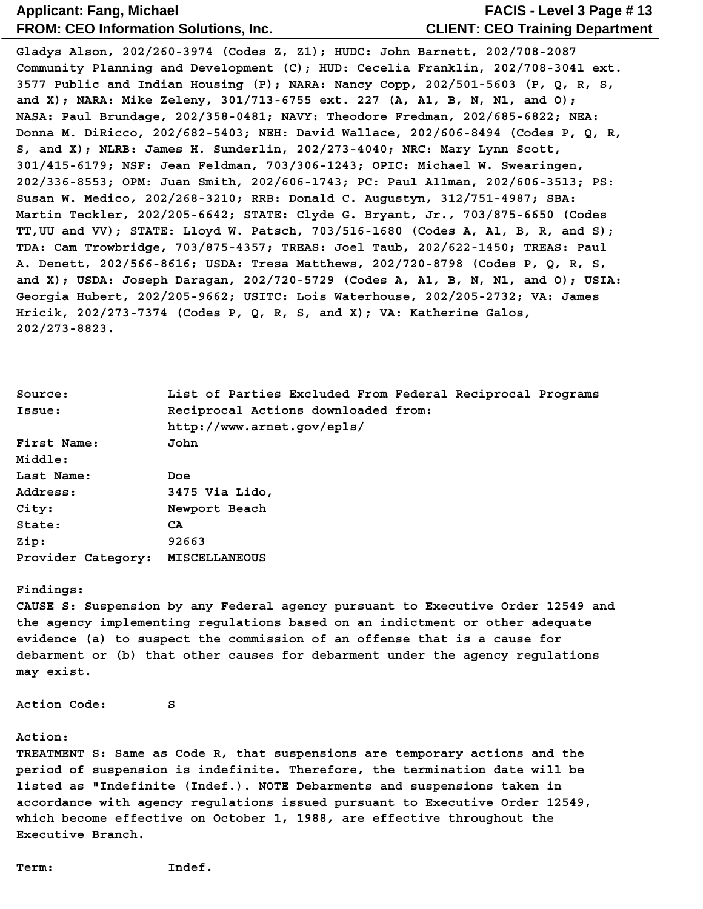Gladys Alson, 202/260-3974 (Codes Z, Z1); HUDC: John Barnett, 202/708-2087 Community Planning and Development (C); HUD: Cecelia Franklin, 202/708-3041 ext. 3577 Public and Indian Housing (P); NARA: Nancy Copp, 202/501-5603 (P, Q, R, S, and X); NARA: Mike Zeleny, 301/713-6755 ext. 227 (A, A1, B, N, N1, and O); NASA: Paul Brundage, 202/358-0481; NAVY: Theodore Fredman, 202/685-6822; NEA: Donna M. DiRicco, 202/682-5403; NEH: David Wallace, 202/606-8494 (Codes P, Q, R, S, and X); NLRB: James H. Sunderlin, 202/273-4040; NRC: Mary Lynn Scott, 301/415-6179; NSF: Jean Feldman, 703/306-1243; OPIC: Michael W. Swearingen, 202/336-8553; OPM: Juan Smith, 202/606-1743; PC: Paul Allman, 202/606-3513; PS: Susan W. Medico, 202/268-3210; RRB: Donald C. Augustyn, 312/751-4987; SBA: Martin Teckler, 202/205-6642; STATE: Clyde G. Bryant, Jr., 703/875-6650 (Codes TT,UU and VV); STATE: Lloyd W. Patsch, 703/516-1680 (Codes A, A1, B, R, and S); TDA: Cam Trowbridge, 703/875-4357; TREAS: Joel Taub, 202/622-1450; TREAS: Paul A. Denett, 202/566-8616; USDA: Tresa Matthews, 202/720-8798 (Codes P, Q, R, S, and X); USDA: Joseph Daragan, 202/720-5729 (Codes A, A1, B, N, N1, and O); USIA: Georgia Hubert, 202/205-9662; USITC: Lois Waterhouse, 202/205-2732; VA: James Hricik, 202/273-7374 (Codes P, Q, R, S, and X); VA: Katherine Galos, 202/273-8823.

Source: List of Parties Excluded From Federal Reciprocal Programs
Issue: Reciprocal Actions downloaded from: http://www.arnet.gov/epls/
First Name: John
Middle:
Last Name: Doe
Address: 3475 Via Lido,
City: Newport Beach
State: CA
Zip: 92663
Provider Category: MISCELLANEOUS

Findings:
CAUSE S: Suspension by any Federal agency pursuant to Executive Order 12549 and the agency implementing regulations based on an indictment or other adequate evidence (a) to suspect the commission of an offense that is a cause for debarment or (b) that other causes for debarment under the agency regulations may exist.

Action Code: S

Action:
TREATMENT S: Same as Code R, that suspensions are temporary actions and the period of suspension is indefinite. Therefore, the termination date will be listed as "Indefinite (Indef.). NOTE Debarments and suspensions taken in accordance with agency regulations issued pursuant to Executive Order 12549, which become effective on October 1, 1988, are effective throughout the Executive Branch.

Term: Indef.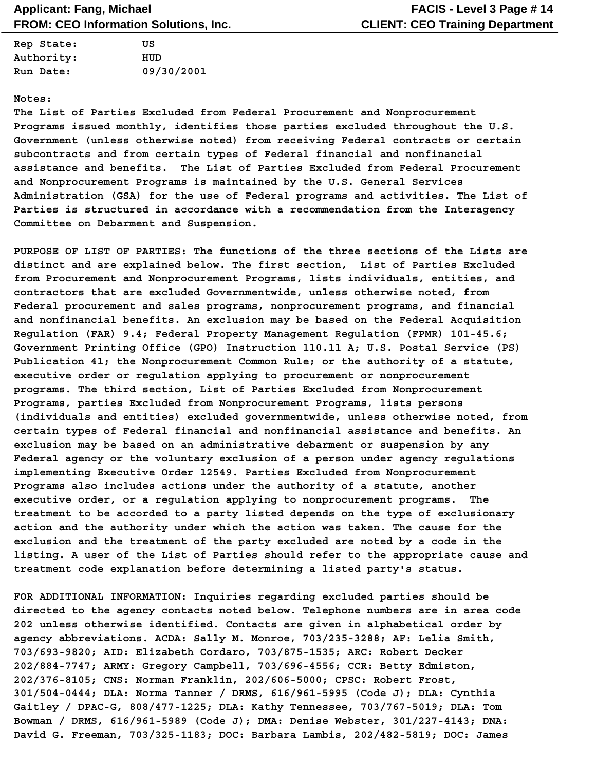**Rep State:** US
**Authority:** HUD
**Run Date:** 09/30/2001

**Notes:**

The List of Parties Excluded from Federal Procurement and Nonprocurement Programs issued monthly, identifies those parties excluded throughout the U.S. Government (unless otherwise noted) from receiving Federal contracts or certain subcontracts and from certain types of Federal financial and nonfinancial assistance and benefits. The List of Parties Excluded from Federal Procurement and Nonprocurement Programs is maintained by the U.S. General Services Administration (GSA) for the use of Federal programs and activities. The List of Parties is structured in accordance with a recommendation from the Interagency Committee on Debarment and Suspension.

PURPOSE OF LIST OF PARTIES: The functions of the three sections of the Lists are distinct and are explained below. The first section, List of Parties Excluded from Procurement and Nonprocurement Programs, lists individuals, entities, and contractors that are excluded Governmentwide, unless otherwise noted, from Federal procurement and sales programs, nonprocurement programs, and financial and nonfinancial benefits. An exclusion may be based on the Federal Acquisition Regulation (FAR) 9.4; Federal Property Management Regulation (FPMR) 101-45.6; Government Printing Office (GPO) Instruction 110.11 A; U.S. Postal Service (PS) Publication 41; the Nonprocurement Common Rule; or the authority of a statute, executive order or regulation applying to procurement or nonprocurement programs. The third section, List of Parties Excluded from Nonprocurement Programs, parties Excluded from Nonprocurement Programs, lists persons (individuals and entities) excluded governmentwide, unless otherwise noted, from certain types of Federal financial and nonfinancial assistance and benefits. An exclusion may be based on an administrative debarment or suspension by any Federal agency or the voluntary exclusion of a person under agency regulations implementing Executive Order 12549. Parties Excluded from Nonprocurement Programs also includes actions under the authority of a statute, another executive order, or a regulation applying to nonprocurement programs. The treatment to be accorded to a party listed depends on the type of exclusionary action and the authority under which the action was taken. The cause for the exclusion and the treatment of the party excluded are noted by a code in the listing. A user of the List of Parties should refer to the appropriate cause and treatment code explanation before determining a listed party's status.

FOR ADDITIONAL INFORMATION: Inquiries regarding excluded parties should be directed to the agency contacts noted below. Telephone numbers are in area code 202 unless otherwise identified. Contacts are given in alphabetical order by agency abbreviations. ACDA: Sally M. Monroe, 703/235-3288; AF: Lelia Smith, 703/693-9820; AID: Elizabeth Cordaro, 703/875-1535; ARC: Robert Decker 202/884-7747; ARMY: Gregory Campbell, 703/696-4556; CCR: Betty Edmiston, 202/376-8105; CNS: Norman Franklin, 202/606-5000; CPSC: Robert Frost, 301/504-0444; DLA: Norma Tanner / DRMS, 616/961-5995 (Code J); DLA: Cynthia Gaitley / DPAC-G, 808/477-1225; DLA: Kathy Tennessee, 703/767-5019; DLA: Tom Bowman / DRMS, 616/961-5989 (Code J); DMA: Denise Webster, 301/227-4143; DNA: David G. Freeman, 703/325-1183; DOC: Barbara Lambis, 202/482-5819; DOC: James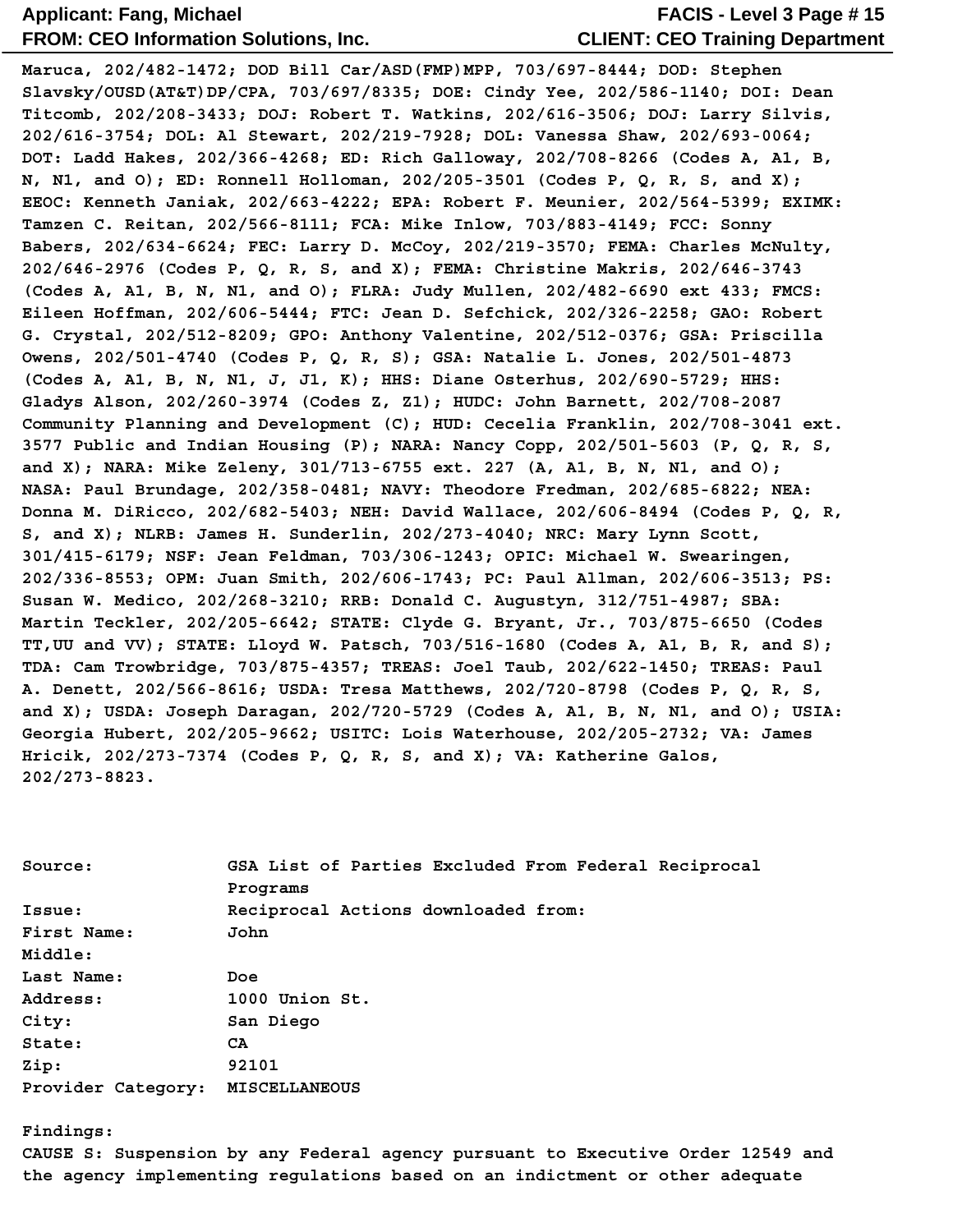Maruca, 202/482-1472; DOD Bill Car/ASD(FMP)MPP, 703/697-8444; DOD: Stephen Slavsky/OUSD(AT&T)DP/CPA, 703/697/8335; DOE: Cindy Yee, 202/586-1140; DOI: Dean Titcomb, 202/208-3433; DOJ: Robert T. Watkins, 202/616-3506; DOJ: Larry Silvis, 202/616-3754; DOL: Al Stewart, 202/219-7928; DOL: Vanessa Shaw, 202/693-0064; DOT: Ladd Hakes, 202/366-4268; ED: Rich Galloway, 202/708-8266 (Codes A, A1, B, N, N1, and O); ED: Ronnell Holloman, 202/205-3501 (Codes P, Q, R, S, and X); EEOC: Kenneth Janiak, 202/663-4222; EPA: Robert F. Meunier, 202/564-5399; EXIMK: Tamzen C. Reitan, 202/566-8111; FCA: Mike Inlow, 703/883-4149; FCC: Sonny Babers, 202/634-6624; FEC: Larry D. McCoy, 202/219-3570; FEMA: Charles McNulty, 202/646-2976 (Codes P, Q, R, S, and X); FEMA: Christine Makris, 202/646-3743 (Codes A, A1, B, N, N1, and O); FLRA: Judy Mullen, 202/482-6690 ext 433; FMCS: Eileen Hoffman, 202/606-5444; FTC: Jean D. Sefchick, 202/326-2258; GAO: Robert G. Crystal, 202/512-8209; GPO: Anthony Valentine, 202/512-0376; GSA: Priscilla Owens, 202/501-4740 (Codes P, Q, R, S); GSA: Natalie L. Jones, 202/501-4873 (Codes A, A1, B, N, N1, J, J1, K); HHS: Diane Osterhus, 202/690-5729; HHS: Gladys Alson, 202/260-3974 (Codes Z, Z1); HUDC: John Barnett, 202/708-2087 Community Planning and Development (C); HUD: Cecelia Franklin, 202/708-3041 ext. 3577 Public and Indian Housing (P); NARA: Nancy Copp, 202/501-5603 (P, Q, R, S, and X); NARA: Mike Zeleny, 301/713-6755 ext. 227 (A, A1, B, N, N1, and O); NASA: Paul Brundage, 202/358-0481; NAVY: Theodore Fredman, 202/685-6822; NEA: Donna M. DiRicco, 202/682-5403; NEH: David Wallace, 202/606-8494 (Codes P, Q, R, S, and X); NLRB: James H. Sunderlin, 202/273-4040; NRC: Mary Lynn Scott, 301/415-6179; NSF: Jean Feldman, 703/306-1243; OPIC: Michael W. Swearingen, 202/336-8553; OPM: Juan Smith, 202/606-1743; PC: Paul Allman, 202/606-3513; PS: Susan W. Medico, 202/268-3210; RRB: Donald C. Augustyn, 312/751-4987; SBA: Martin Teckler, 202/205-6642; STATE: Clyde G. Bryant, Jr., 703/875-6650 (Codes TT,UU and VV); STATE: Lloyd W. Patsch, 703/516-1680 (Codes A, A1, B, R, and S); TDA: Cam Trowbridge, 703/875-4357; TREAS: Joel Taub, 202/622-1450; TREAS: Paul A. Denett, 202/566-8616; USDA: Tresa Matthews, 202/720-8798 (Codes P, Q, R, S, and X); USDA: Joseph Daragan, 202/720-5729 (Codes A, A1, B, N, N1, and O); USIA: Georgia Hubert, 202/205-9662; USITC: Lois Waterhouse, 202/205-2732; VA: James Hricik, 202/273-7374 (Codes P, Q, R, S, and X); VA: Katherine Galos, 202/273-8823.

Source: GSA List of Parties Excluded From Federal Reciprocal Programs
Issue: Reciprocal Actions downloaded from:
First Name: John
Middle:
Last Name: Doe
Address: 1000 Union St.
City: San Diego
State: CA
Zip: 92101
Provider Category: MISCELLANEOUS

Findings:
CAUSE S: Suspension by any Federal agency pursuant to Executive Order 12549 and the agency implementing regulations based on an indictment or other adequate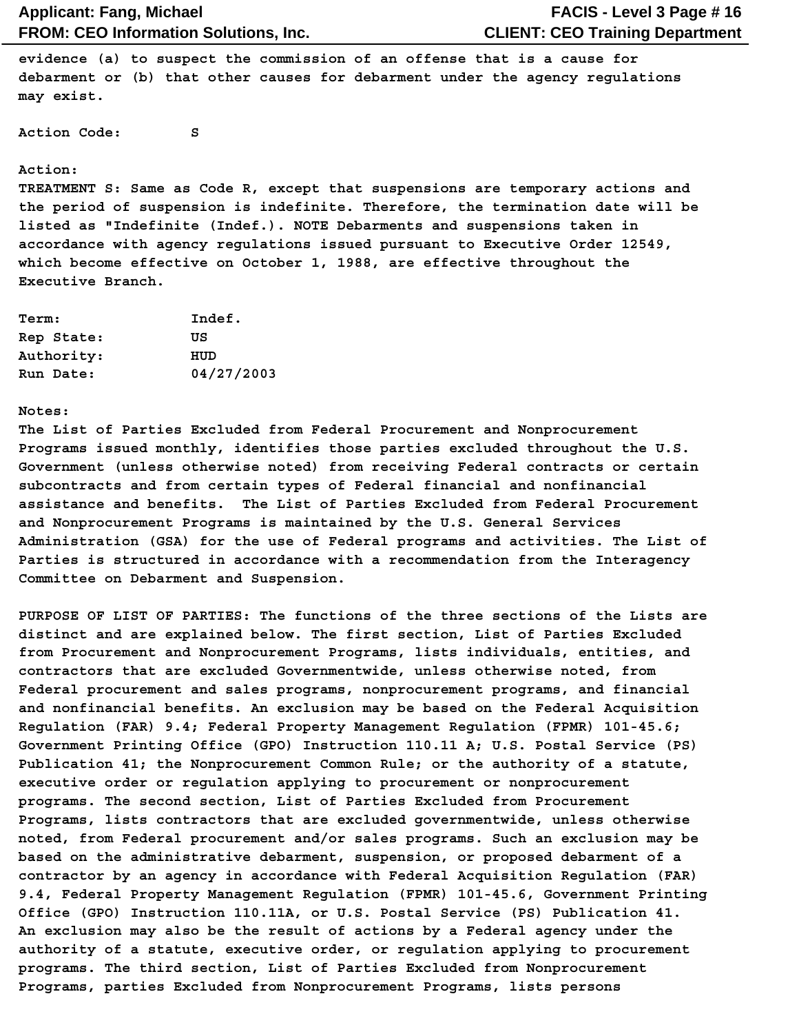evidence (a) to suspect the commission of an offense that is a cause for debarment or (b) that other causes for debarment under the agency regulations may exist.

**Action Code:** S

**Action:**
TREATMENT S: Same as Code R, except that suspensions are temporary actions and the period of suspension is indefinite. Therefore, the termination date will be listed as "Indefinite (Indef.). NOTE Debarments and suspensions taken in accordance with agency regulations issued pursuant to Executive Order 12549, which become effective on October 1, 1988, are effective throughout the Executive Branch.

**Term:** Indef.
**Rep State:** US
**Authority:** HUD
**Run Date:** 04/27/2003

**Notes:**
The List of Parties Excluded from Federal Procurement and Nonprocurement Programs issued monthly, identifies those parties excluded throughout the U.S. Government (unless otherwise noted) from receiving Federal contracts or certain subcontracts and from certain types of Federal financial and nonfinancial assistance and benefits. The List of Parties Excluded from Federal Procurement and Nonprocurement Programs is maintained by the U.S. General Services Administration (GSA) for the use of Federal programs and activities. The List of Parties is structured in accordance with a recommendation from the Interagency Committee on Debarment and Suspension.

PURPOSE OF LIST OF PARTIES: The functions of the three sections of the Lists are distinct and are explained below. The first section, List of Parties Excluded from Procurement and Nonprocurement Programs, lists individuals, entities, and contractors that are excluded Governmentwide, unless otherwise noted, from Federal procurement and sales programs, nonprocurement programs, and financial and nonfinancial benefits. An exclusion may be based on the Federal Acquisition Regulation (FAR) 9.4; Federal Property Management Regulation (FPMR) 101-45.6; Government Printing Office (GPO) Instruction 110.11 A; U.S. Postal Service (PS) Publication 41; the Nonprocurement Common Rule; or the authority of a statute, executive order or regulation applying to procurement or nonprocurement programs. The second section, List of Parties Excluded from Procurement Programs, lists contractors that are excluded governmentwide, unless otherwise noted, from Federal procurement and/or sales programs. Such an exclusion may be based on the administrative debarment, suspension, or proposed debarment of a contractor by an agency in accordance with Federal Acquisition Regulation (FAR) 9.4, Federal Property Management Regulation (FPMR) 101-45.6, Government Printing Office (GPO) Instruction 110.11A, or U.S. Postal Service (PS) Publication 41. An exclusion may also be the result of actions by a Federal agency under the authority of a statute, executive order, or regulation applying to procurement programs. The third section, List of Parties Excluded from Nonprocurement Programs, parties Excluded from Nonprocurement Programs, lists persons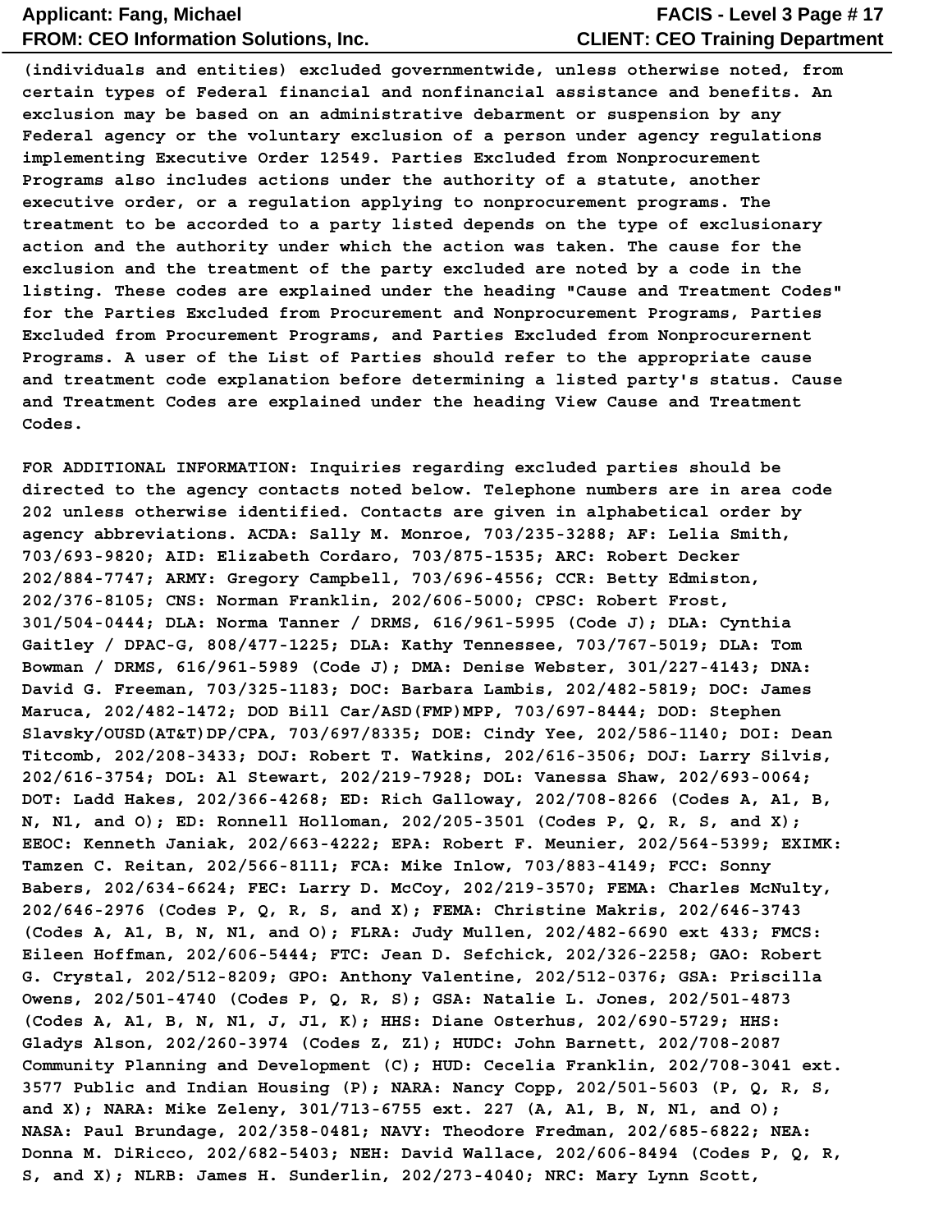(individuals and entities) excluded governmentwide, unless otherwise noted, from certain types of Federal financial and nonfinancial assistance and benefits. An exclusion may be based on an administrative debarment or suspension by any Federal agency or the voluntary exclusion of a person under agency regulations implementing Executive Order 12549. Parties Excluded from Nonprocurement Programs also includes actions under the authority of a statute, another executive order, or a regulation applying to nonprocurement programs. The treatment to be accorded to a party listed depends on the type of exclusionary action and the authority under which the action was taken. The cause for the exclusion and the treatment of the party excluded are noted by a code in the listing. These codes are explained under the heading "Cause and Treatment Codes" for the Parties Excluded from Procurement and Nonprocurement Programs, Parties Excluded from Procurement Programs, and Parties Excluded from Nonprocurernent Programs. A user of the List of Parties should refer to the appropriate cause and treatment code explanation before determining a listed party's status. Cause and Treatment Codes are explained under the heading View Cause and Treatment Codes.

FOR ADDITIONAL INFORMATION: Inquiries regarding excluded parties should be directed to the agency contacts noted below. Telephone numbers are in area code 202 unless otherwise identified. Contacts are given in alphabetical order by agency abbreviations. ACDA: Sally M. Monroe, 703/235-3288; AF: Lelia Smith, 703/693-9820; AID: Elizabeth Cordaro, 703/875-1535; ARC: Robert Decker 202/884-7747; ARMY: Gregory Campbell, 703/696-4556; CCR: Betty Edmiston, 202/376-8105; CNS: Norman Franklin, 202/606-5000; CPSC: Robert Frost, 301/504-0444; DLA: Norma Tanner / DRMS, 616/961-5995 (Code J); DLA: Cynthia Gaitley / DPAC-G, 808/477-1225; DLA: Kathy Tennessee, 703/767-5019; DLA: Tom Bowman / DRMS, 616/961-5989 (Code J); DMA: Denise Webster, 301/227-4143; DNA: David G. Freeman, 703/325-1183; DOC: Barbara Lambis, 202/482-5819; DOC: James Maruca, 202/482-1472; DOD Bill Car/ASD(FMP)MPP, 703/697-8444; DOD: Stephen Slavsky/OUSD(AT&T)DP/CPA, 703/697/8335; DOE: Cindy Yee, 202/586-1140; DOI: Dean Titcomb, 202/208-3433; DOJ: Robert T. Watkins, 202/616-3506; DOJ: Larry Silvis, 202/616-3754; DOL: Al Stewart, 202/219-7928; DOL: Vanessa Shaw, 202/693-0064; DOT: Ladd Hakes, 202/366-4268; ED: Rich Galloway, 202/708-8266 (Codes A, A1, B, N, N1, and O); ED: Ronnell Holloman, 202/205-3501 (Codes P, Q, R, S, and X); EEOC: Kenneth Janiak, 202/663-4222; EPA: Robert F. Meunier, 202/564-5399; EXIMK: Tamzen C. Reitan, 202/566-8111; FCA: Mike Inlow, 703/883-4149; FCC: Sonny Babers, 202/634-6624; FEC: Larry D. McCoy, 202/219-3570; FEMA: Charles McNulty, 202/646-2976 (Codes P, Q, R, S, and X); FEMA: Christine Makris, 202/646-3743 (Codes A, A1, B, N, N1, and O); FLRA: Judy Mullen, 202/482-6690 ext 433; FMCS: Eileen Hoffman, 202/606-5444; FTC: Jean D. Sefchick, 202/326-2258; GAO: Robert G. Crystal, 202/512-8209; GPO: Anthony Valentine, 202/512-0376; GSA: Priscilla Owens, 202/501-4740 (Codes P, Q, R, S); GSA: Natalie L. Jones, 202/501-4873 (Codes A, A1, B, N, N1, J, J1, K); HHS: Diane Osterhus, 202/690-5729; HHS: Gladys Alson, 202/260-3974 (Codes Z, Z1); HUDC: John Barnett, 202/708-2087 Community Planning and Development (C); HUD: Cecelia Franklin, 202/708-3041 ext. 3577 Public and Indian Housing (P); NARA: Nancy Copp, 202/501-5603 (P, Q, R, S, and X); NARA: Mike Zeleny, 301/713-6755 ext. 227 (A, A1, B, N, N1, and O); NASA: Paul Brundage, 202/358-0481; NAVY: Theodore Fredman, 202/685-6822; NEA: Donna M. DiRicco, 202/682-5403; NEH: David Wallace, 202/606-8494 (Codes P, Q, R, S, and X); NLRB: James H. Sunderlin, 202/273-4040; NRC: Mary Lynn Scott,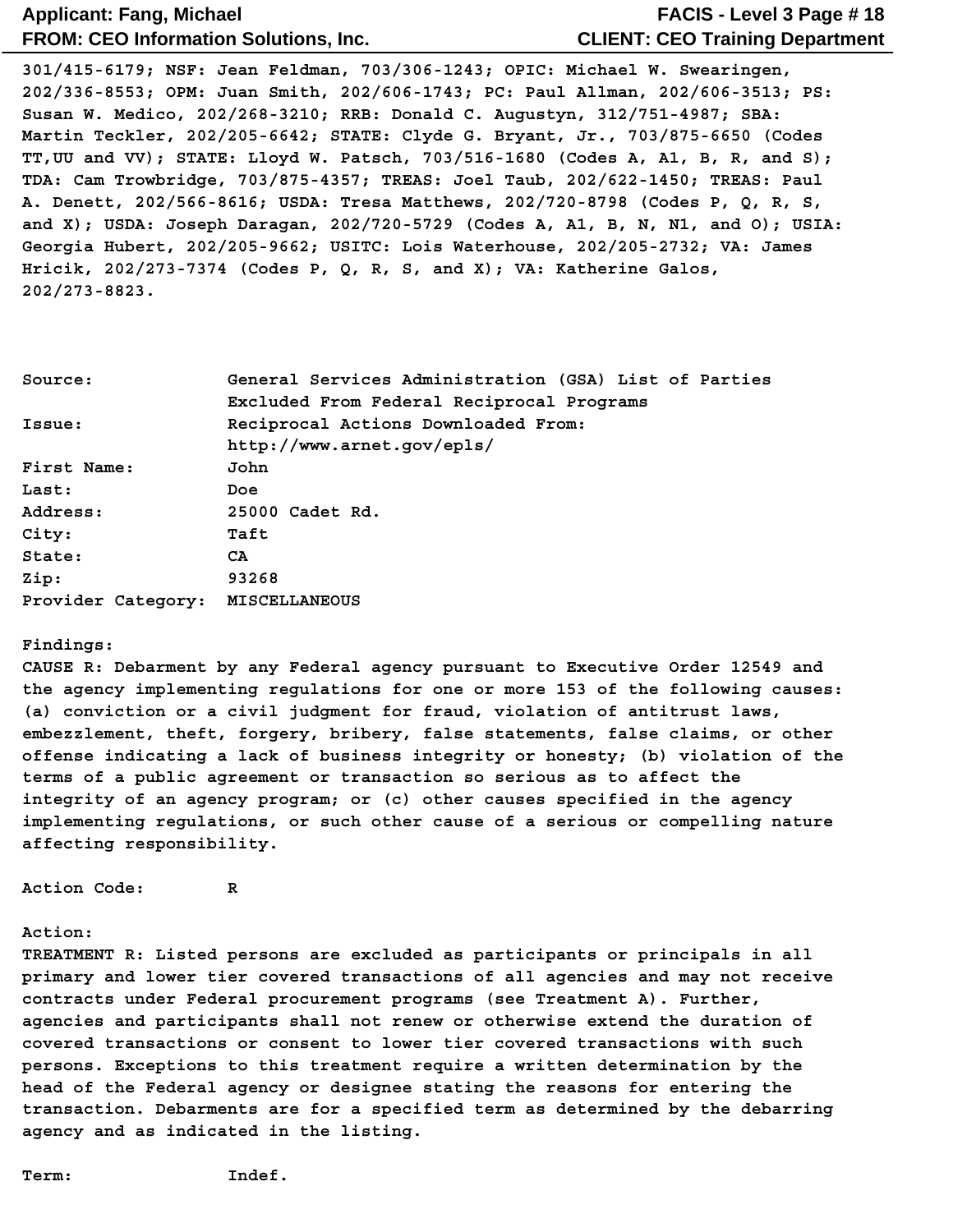301/415-6179; NSF: Jean Feldman, 703/306-1243; OPIC: Michael W. Swearingen, 202/336-8553; OPM: Juan Smith, 202/606-1743; PC: Paul Allman, 202/606-3513; PS: Susan W. Medico, 202/268-3210; RRB: Donald C. Augustyn, 312/751-4987; SBA: Martin Teckler, 202/205-6642; STATE: Clyde G. Bryant, Jr., 703/875-6650 (Codes TT,UU and VV); STATE: Lloyd W. Patsch, 703/516-1680 (Codes A, A1, B, R, and S); TDA: Cam Trowbridge, 703/875-4357; TREAS: Joel Taub, 202/622-1450; TREAS: Paul A. Denett, 202/566-8616; USDA: Tresa Matthews, 202/720-8798 (Codes P, Q, R, S, and X); USDA: Joseph Daragan, 202/720-5729 (Codes A, A1, B, N, N1, and O); USIA: Georgia Hubert, 202/205-9662; USITC: Lois Waterhouse, 202/205-2732; VA: James Hricik, 202/273-7374 (Codes P, Q, R, S, and X); VA: Katherine Galos, 202/273-8823.

| | |
|---|---|
| Source: | General Services Administration (GSA) List of Parties Excluded From Federal Reciprocal Programs |
| Issue: | Reciprocal Actions Downloaded From: http://www.arnet.gov/epls/ |
| First Name: | John |
| Last: | Doe |
| Address: | 25000 Cadet Rd. |
| City: | Taft |
| State: | CA |
| Zip: | 93268 |
| Provider Category: | MISCELLANEOUS |

Findings:
CAUSE R: Debarment by any Federal agency pursuant to Executive Order 12549 and the agency implementing regulations for one or more 153 of the following causes: (a) conviction or a civil judgment for fraud, violation of antitrust laws, embezzlement, theft, forgery, bribery, false statements, false claims, or other offense indicating a lack of business integrity or honesty; (b) violation of the terms of a public agreement or transaction so serious as to affect the integrity of an agency program; or (c) other causes specified in the agency implementing regulations, or such other cause of a serious or compelling nature affecting responsibility.

Action Code: R

Action:
TREATMENT R: Listed persons are excluded as participants or principals in all primary and lower tier covered transactions of all agencies and may not receive contracts under Federal procurement programs (see Treatment A). Further, agencies and participants shall not renew or otherwise extend the duration of covered transactions or consent to lower tier covered transactions with such persons. Exceptions to this treatment require a written determination by the head of the Federal agency or designee stating the reasons for entering the transaction. Debarments are for a specified term as determined by the debarring agency and as indicated in the listing.

Term: Indef.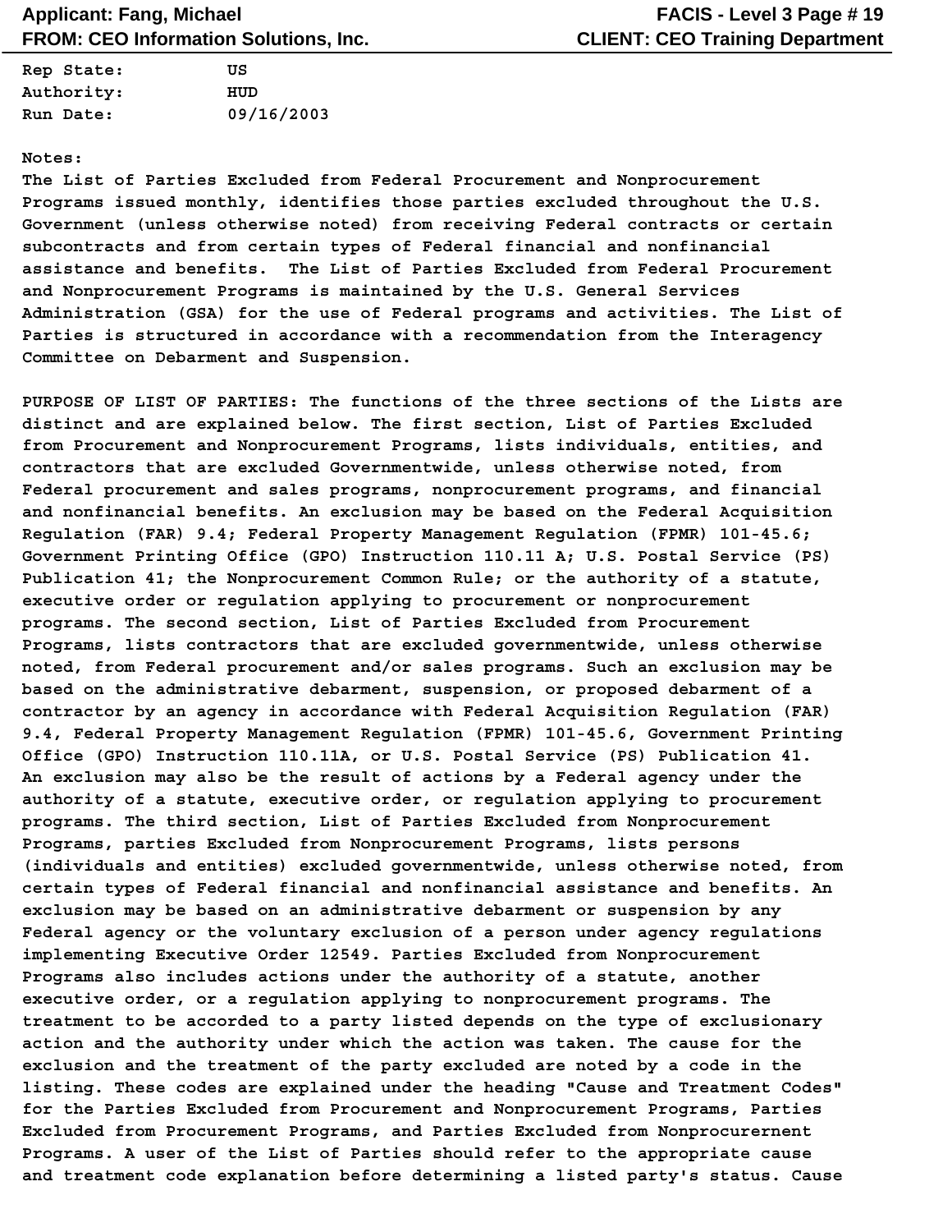Rep State: US
Authority: HUD
Run Date: 09/16/2003

Notes:
The List of Parties Excluded from Federal Procurement and Nonprocurement Programs issued monthly, identifies those parties excluded throughout the U.S. Government (unless otherwise noted) from receiving Federal contracts or certain subcontracts and from certain types of Federal financial and nonfinancial assistance and benefits. The List of Parties Excluded from Federal Procurement and Nonprocurement Programs is maintained by the U.S. General Services Administration (GSA) for the use of Federal programs and activities. The List of Parties is structured in accordance with a recommendation from the Interagency Committee on Debarment and Suspension.

PURPOSE OF LIST OF PARTIES: The functions of the three sections of the Lists are distinct and are explained below. The first section, List of Parties Excluded from Procurement and Nonprocurement Programs, lists individuals, entities, and contractors that are excluded Governmentwide, unless otherwise noted, from Federal procurement and sales programs, nonprocurement programs, and financial and nonfinancial benefits. An exclusion may be based on the Federal Acquisition Regulation (FAR) 9.4; Federal Property Management Regulation (FPMR) 101-45.6; Government Printing Office (GPO) Instruction 110.11 A; U.S. Postal Service (PS) Publication 41; the Nonprocurement Common Rule; or the authority of a statute, executive order or regulation applying to procurement or nonprocurement programs. The second section, List of Parties Excluded from Procurement Programs, lists contractors that are excluded governmentwide, unless otherwise noted, from Federal procurement and/or sales programs. Such an exclusion may be based on the administrative debarment, suspension, or proposed debarment of a contractor by an agency in accordance with Federal Acquisition Regulation (FAR) 9.4, Federal Property Management Regulation (FPMR) 101-45.6, Government Printing Office (GPO) Instruction 110.11A, or U.S. Postal Service (PS) Publication 41. An exclusion may also be the result of actions by a Federal agency under the authority of a statute, executive order, or regulation applying to procurement programs. The third section, List of Parties Excluded from Nonprocurement Programs, parties Excluded from Nonprocurement Programs, lists persons (individuals and entities) excluded governmentwide, unless otherwise noted, from certain types of Federal financial and nonfinancial assistance and benefits. An exclusion may be based on an administrative debarment or suspension by any Federal agency or the voluntary exclusion of a person under agency regulations implementing Executive Order 12549. Parties Excluded from Nonprocurement Programs also includes actions under the authority of a statute, another executive order, or a regulation applying to nonprocurement programs. The treatment to be accorded to a party listed depends on the type of exclusionary action and the authority under which the action was taken. The cause for the exclusion and the treatment of the party excluded are noted by a code in the listing. These codes are explained under the heading "Cause and Treatment Codes" for the Parties Excluded from Procurement and Nonprocurement Programs, Parties Excluded from Procurement Programs, and Parties Excluded from Nonprocurernent Programs. A user of the List of Parties should refer to the appropriate cause and treatment code explanation before determining a listed party's status. Cause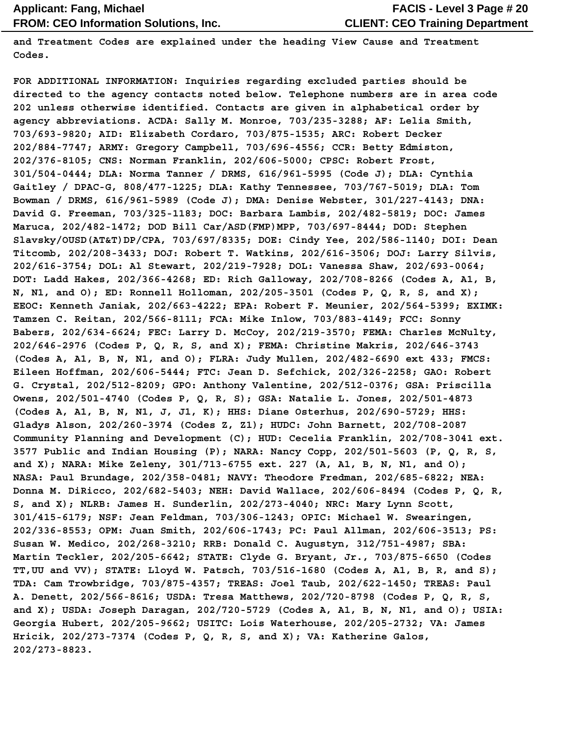**and Treatment Codes are explained under the heading View Cause and Treatment Codes.**

**FOR ADDITIONAL INFORMATION: Inquiries regarding excluded parties should be directed to the agency contacts noted below. Telephone numbers are in area code 202 unless otherwise identified. Contacts are given in alphabetical order by agency abbreviations. ACDA: Sally M. Monroe, 703/235-3288; AF: Lelia Smith, 703/693-9820; AID: Elizabeth Cordaro, 703/875-1535; ARC: Robert Decker 202/884-7747; ARMY: Gregory Campbell, 703/696-4556; CCR: Betty Edmiston, 202/376-8105; CNS: Norman Franklin, 202/606-5000; CPSC: Robert Frost, 301/504-0444; DLA: Norma Tanner / DRMS, 616/961-5995 (Code J); DLA: Cynthia Gaitley / DPAC-G, 808/477-1225; DLA: Kathy Tennessee, 703/767-5019; DLA: Tom Bowman / DRMS, 616/961-5989 (Code J); DMA: Denise Webster, 301/227-4143; DNA: David G. Freeman, 703/325-1183; DOC: Barbara Lambis, 202/482-5819; DOC: James Maruca, 202/482-1472; DOD Bill Car/ASD(FMP)MPP, 703/697-8444; DOD: Stephen Slavsky/OUSD(AT&T)DP/CPA, 703/697/8335; DOE: Cindy Yee, 202/586-1140; DOI: Dean Titcomb, 202/208-3433; DOJ: Robert T. Watkins, 202/616-3506; DOJ: Larry Silvis, 202/616-3754; DOL: Al Stewart, 202/219-7928; DOL: Vanessa Shaw, 202/693-0064; DOT: Ladd Hakes, 202/366-4268; ED: Rich Galloway, 202/708-8266 (Codes A, A1, B, N, N1, and O); ED: Ronnell Holloman, 202/205-3501 (Codes P, Q, R, S, and X); EEOC: Kenneth Janiak, 202/663-4222; EPA: Robert F. Meunier, 202/564-5399; EXIMK: Tamzen C. Reitan, 202/566-8111; FCA: Mike Inlow, 703/883-4149; FCC: Sonny Babers, 202/634-6624; FEC: Larry D. McCoy, 202/219-3570; FEMA: Charles McNulty, 202/646-2976 (Codes P, Q, R, S, and X); FEMA: Christine Makris, 202/646-3743 (Codes A, A1, B, N, N1, and O); FLRA: Judy Mullen, 202/482-6690 ext 433; FMCS: Eileen Hoffman, 202/606-5444; FTC: Jean D. Sefchick, 202/326-2258; GAO: Robert G. Crystal, 202/512-8209; GPO: Anthony Valentine, 202/512-0376; GSA: Priscilla Owens, 202/501-4740 (Codes P, Q, R, S); GSA: Natalie L. Jones, 202/501-4873 (Codes A, A1, B, N, N1, J, J1, K); HHS: Diane Osterhus, 202/690-5729; HHS: Gladys Alson, 202/260-3974 (Codes Z, Z1); HUDC: John Barnett, 202/708-2087 Community Planning and Development (C); HUD: Cecelia Franklin, 202/708-3041 ext. 3577 Public and Indian Housing (P); NARA: Nancy Copp, 202/501-5603 (P, Q, R, S, and X); NARA: Mike Zeleny, 301/713-6755 ext. 227 (A, A1, B, N, N1, and O); NASA: Paul Brundage, 202/358-0481; NAVY: Theodore Fredman, 202/685-6822; NEA: Donna M. DiRicco, 202/682-5403; NEH: David Wallace, 202/606-8494 (Codes P, Q, R, S, and X); NLRB: James H. Sunderlin, 202/273-4040; NRC: Mary Lynn Scott, 301/415-6179; NSF: Jean Feldman, 703/306-1243; OPIC: Michael W. Swearingen, 202/336-8553; OPM: Juan Smith, 202/606-1743; PC: Paul Allman, 202/606-3513; PS: Susan W. Medico, 202/268-3210; RRB: Donald C. Augustyn, 312/751-4987; SBA: Martin Teckler, 202/205-6642; STATE: Clyde G. Bryant, Jr., 703/875-6650 (Codes TT,UU and VV); STATE: Lloyd W. Patsch, 703/516-1680 (Codes A, A1, B, R, and S); TDA: Cam Trowbridge, 703/875-4357; TREAS: Joel Taub, 202/622-1450; TREAS: Paul A. Denett, 202/566-8616; USDA: Tresa Matthews, 202/720-8798 (Codes P, Q, R, S, and X); USDA: Joseph Daragan, 202/720-5729 (Codes A, A1, B, N, N1, and O); USIA: Georgia Hubert, 202/205-9662; USITC: Lois Waterhouse, 202/205-2732; VA: James Hricik, 202/273-7374 (Codes P, Q, R, S, and X); VA: Katherine Galos, 202/273-8823.**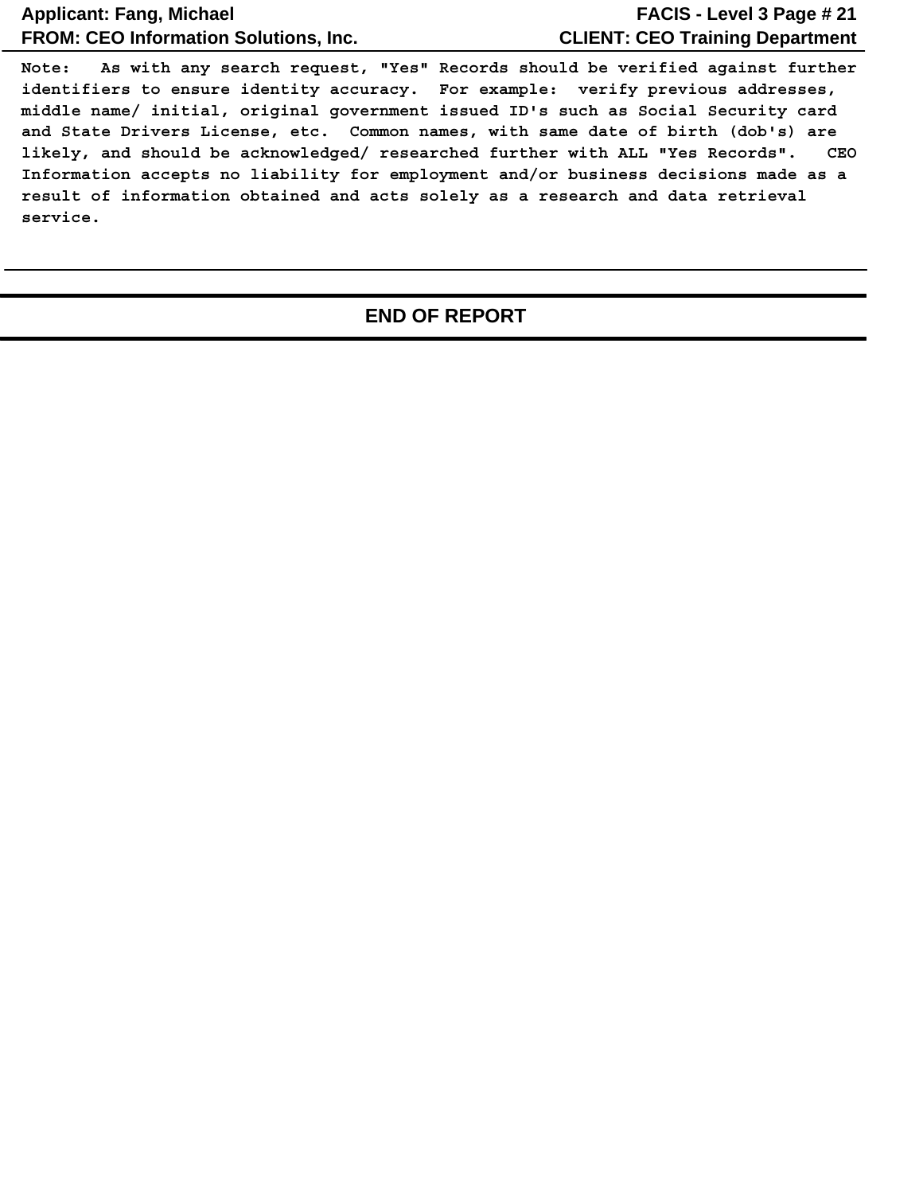Note: As with any search request, "Yes" Records should be verified against further identifiers to ensure identity accuracy. For example: verify previous addresses, middle name/ initial, original government issued ID's such as Social Security card and State Drivers License, etc. Common names, with same date of birth (dob's) are likely, and should be acknowledged/ researched further with ALL "Yes Records". CEO Information accepts no liability for employment and/or business decisions made as a result of information obtained and acts solely as a research and data retrieval service.

---

**END OF REPORT**